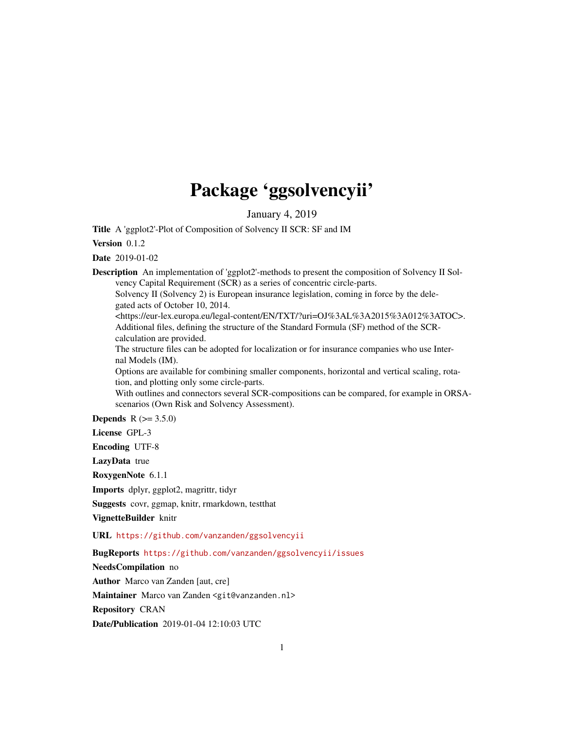# Package 'ggsolvencyii'

January 4, 2019

**Title** A 'ggplot2'-Plot of Composition of Solvency II SCR: SF and IM

**Version** 0.1.2

**Date** 2019-01-02

**Description** An implementation of 'ggplot2'-methods to present the composition of Solvency II Solvency Capital Requirement (SCR) as a series of concentric circle-parts.
Solvency II (Solvency 2) is European insurance legislation, coming in force by the delegated acts of October 10, 2014.
<https://eur-lex.europa.eu/legal-content/EN/TXT/?uri=OJ%3AL%3A2015%3A012%3ATOC>.
Additional files, defining the structure of the Standard Formula (SF) method of the SCR-calculation are provided.
The structure files can be adopted for localization or for insurance companies who use Internal Models (IM).
Options are available for combining smaller components, horizontal and vertical scaling, rotation, and plotting only some circle-parts.
With outlines and connectors several SCR-compositions can be compared, for example in ORSA-scenarios (Own Risk and Solvency Assessment).

**Depends** R (>= 3.5.0)

**License** GPL-3

**Encoding** UTF-8

**LazyData** true

**RoxygenNote** 6.1.1

**Imports** dplyr, ggplot2, magrittr, tidyr

**Suggests** covr, ggmap, knitr, rmarkdown, testthat

**VignetteBuilder** knitr

**URL** https://github.com/vanzanden/ggsolvencyii

**BugReports** https://github.com/vanzanden/ggsolvencyii/issues

**NeedsCompilation** no

**Author** Marco van Zanden [aut, cre]

**Maintainer** Marco van Zanden <git@vanzanden.nl>

**Repository** CRAN

**Date/Publication** 2019-01-04 12:10:03 UTC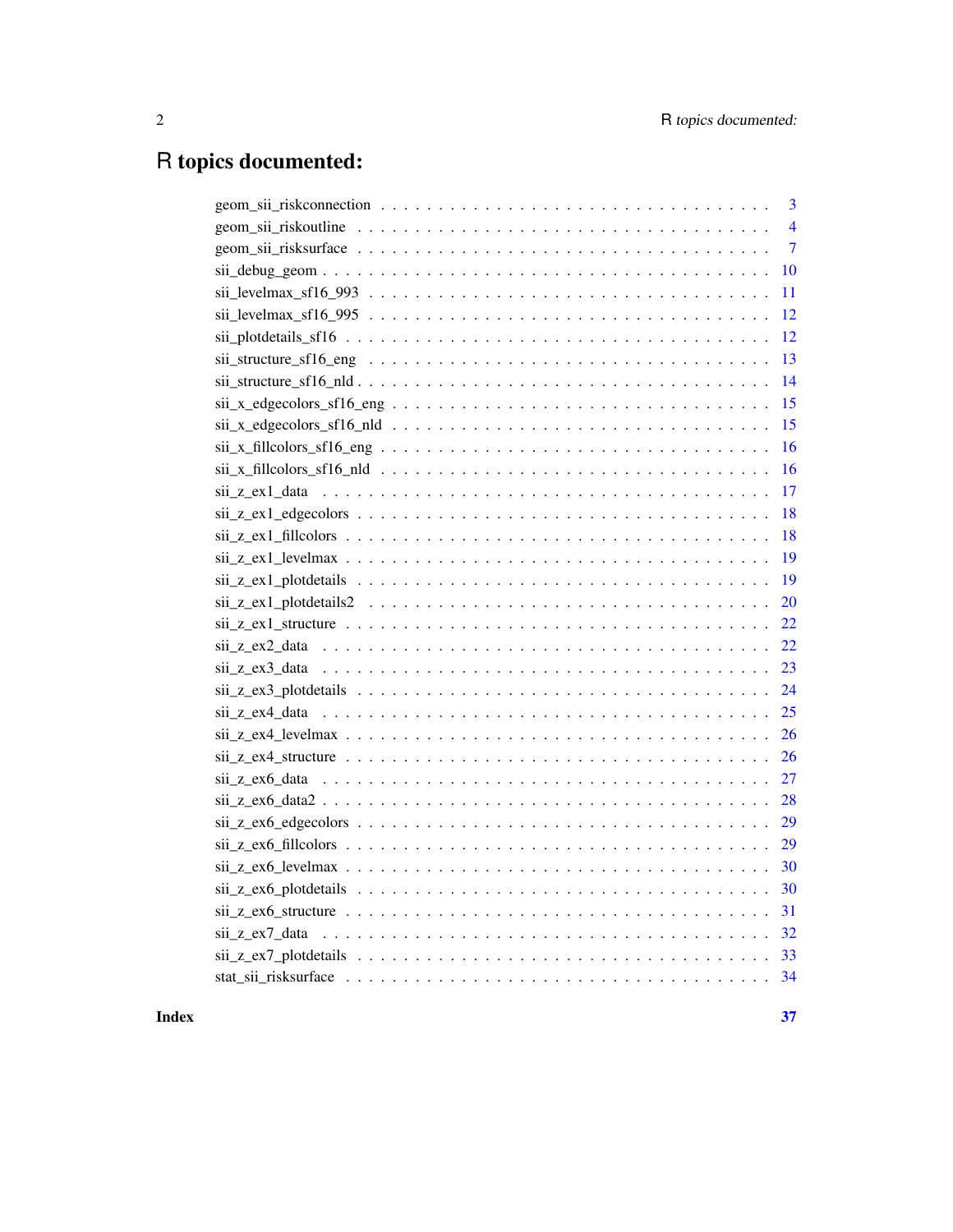# R topics documented:

geom_sii_riskconnection . . . . . . . . . . . . . . . . . . . . . . . . . . . . . . . . 3
geom_sii_riskoutline . . . . . . . . . . . . . . . . . . . . . . . . . . . . . . . . 4
geom_sii_risksurface . . . . . . . . . . . . . . . . . . . . . . . . . . . . . . . . 7
sii_debug_geom . . . . . . . . . . . . . . . . . . . . . . . . . . . . . . . . 10
sii_levelmax_sf16_993 . . . . . . . . . . . . . . . . . . . . . . . . . . . . . . . . 11
sii_levelmax_sf16_995 . . . . . . . . . . . . . . . . . . . . . . . . . . . . . . . . 12
sii_plotdetails_sf16 . . . . . . . . . . . . . . . . . . . . . . . . . . . . . . . . 12
sii_structure_sf16_eng . . . . . . . . . . . . . . . . . . . . . . . . . . . . . . . . 13
sii_structure_sf16_nld . . . . . . . . . . . . . . . . . . . . . . . . . . . . . . . . 14
sii_x_edgecolors_sf16_eng . . . . . . . . . . . . . . . . . . . . . . . . . . . . . . . . 15
sii_x_edgecolors_sf16_nld . . . . . . . . . . . . . . . . . . . . . . . . . . . . . . . . 15
sii_x_fillcolors_sf16_eng . . . . . . . . . . . . . . . . . . . . . . . . . . . . . . . . 16
sii_x_fillcolors_sf16_nld . . . . . . . . . . . . . . . . . . . . . . . . . . . . . . . . 16
sii_z_ex1_data . . . . . . . . . . . . . . . . . . . . . . . . . . . . . . . . 17
sii_z_ex1_edgecolors . . . . . . . . . . . . . . . . . . . . . . . . . . . . . . . . 18
sii_z_ex1_fillcolors . . . . . . . . . . . . . . . . . . . . . . . . . . . . . . . . 18
sii_z_ex1_levelmax . . . . . . . . . . . . . . . . . . . . . . . . . . . . . . . . 19
sii_z_ex1_plotdetails . . . . . . . . . . . . . . . . . . . . . . . . . . . . . . . . 19
sii_z_ex1_plotdetails2 . . . . . . . . . . . . . . . . . . . . . . . . . . . . . . . . 20
sii_z_ex1_structure . . . . . . . . . . . . . . . . . . . . . . . . . . . . . . . . 22
sii_z_ex2_data . . . . . . . . . . . . . . . . . . . . . . . . . . . . . . . . 22
sii_z_ex3_data . . . . . . . . . . . . . . . . . . . . . . . . . . . . . . . . 23
sii_z_ex3_plotdetails . . . . . . . . . . . . . . . . . . . . . . . . . . . . . . . . 24
sii_z_ex4_data . . . . . . . . . . . . . . . . . . . . . . . . . . . . . . . . 25
sii_z_ex4_levelmax . . . . . . . . . . . . . . . . . . . . . . . . . . . . . . . . 26
sii_z_ex4_structure . . . . . . . . . . . . . . . . . . . . . . . . . . . . . . . . 26
sii_z_ex6_data . . . . . . . . . . . . . . . . . . . . . . . . . . . . . . . . 27
sii_z_ex6_data2 . . . . . . . . . . . . . . . . . . . . . . . . . . . . . . . . 28
sii_z_ex6_edgecolors . . . . . . . . . . . . . . . . . . . . . . . . . . . . . . . . 29
sii_z_ex6_fillcolors . . . . . . . . . . . . . . . . . . . . . . . . . . . . . . . . 29
sii_z_ex6_levelmax . . . . . . . . . . . . . . . . . . . . . . . . . . . . . . . . 30
sii_z_ex6_plotdetails . . . . . . . . . . . . . . . . . . . . . . . . . . . . . . . . 30
sii_z_ex6_structure . . . . . . . . . . . . . . . . . . . . . . . . . . . . . . . . 31
sii_z_ex7_data . . . . . . . . . . . . . . . . . . . . . . . . . . . . . . . . 32
sii_z_ex7_plotdetails . . . . . . . . . . . . . . . . . . . . . . . . . . . . . . . . 33
stat_sii_risksurface . . . . . . . . . . . . . . . . . . . . . . . . . . . . . . . . 34

**Index** **37**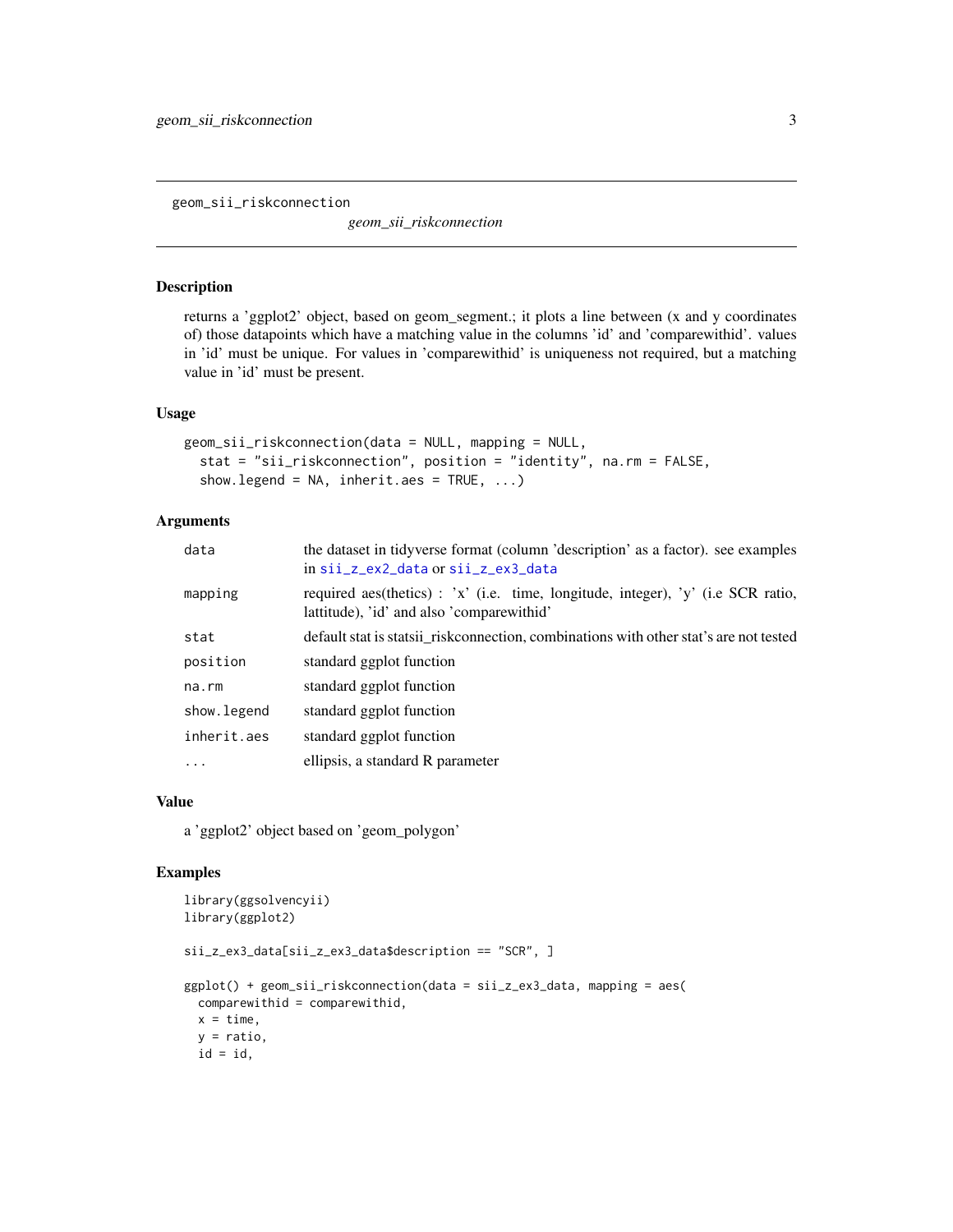`geom_sii_riskconnection` *geom_sii_riskconnection*

## Description

returns a 'ggplot2' object, based on geom_segment.; it plots a line between (x and y coordinates of) those datapoints which have a matching value in the columns 'id' and 'comparewithid'. values in 'id' must be unique. For values in 'comparewithid' is uniqueness not required, but a matching value in 'id' must be present.

## Usage

```
geom_sii_riskconnection(data = NULL, mapping = NULL,
  stat = "sii_riskconnection", position = "identity", na.rm = FALSE,
  show.legend = NA, inherit.aes = TRUE, ...)
```

## Arguments

| | |
|---|---|
| `data` | the dataset in tidyverse format (column 'description' as a factor). see examples in `sii_z_ex2_data` or `sii_z_ex3_data` |
| `mapping` | required aes(thetics) : 'x' (i.e. time, longitude, integer), 'y' (i.e SCR ratio, lattitude), 'id' and also 'comparewithid' |
| `stat` | default stat is statsii_riskconnection, combinations with other stat's are not tested |
| `position` | standard ggplot function |
| `na.rm` | standard ggplot function |
| `show.legend` | standard ggplot function |
| `inherit.aes` | standard ggplot function |
| `...` | ellipsis, a standard R parameter |

## Value

a 'ggplot2' object based on 'geom_polygon'

## Examples

```
library(ggsolvencyii)
library(ggplot2)

sii_z_ex3_data[sii_z_ex3_data$description == "SCR", ]

ggplot() + geom_sii_riskconnection(data = sii_z_ex3_data, mapping = aes(
  comparewithid = comparewithid,
  x = time,
  y = ratio,
  id = id,
```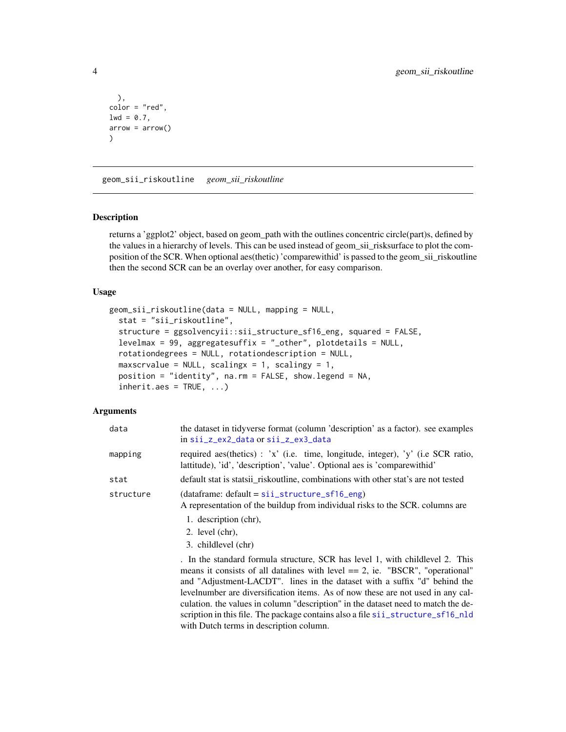```
  ),
color = "red",
lwd = 0.7,
arrow = arrow()
)
```

## geom_sii_riskoutline    *geom_sii_riskoutline*

### Description

returns a 'ggplot2' object, based on geom_path with the outlines concentric circle(part)s, defined by the values in a hierarchy of levels. This can be used instead of geom_sii_risksurface to plot the composition of the SCR. When optional aes(thetic) 'comparewithid' is passed to the geom_sii_riskoutline then the second SCR can be an overlay over another, for easy comparison.

### Usage

```
geom_sii_riskoutline(data = NULL, mapping = NULL,
  stat = "sii_riskoutline",
  structure = ggsolvencyii::sii_structure_sf16_eng, squared = FALSE,
  levelmax = 99, aggregatesuffix = "_other", plotdetails = NULL,
  rotationdegrees = NULL, rotationdescription = NULL,
  maxscrvalue = NULL, scalingx = 1, scalingy = 1,
  position = "identity", na.rm = FALSE, show.legend = NA,
  inherit.aes = TRUE, ...)
```

### Arguments

| | |
|---|---|
| `data` | the dataset in tidyverse format (column 'description' as a factor). see examples in `sii_z_ex2_data` or `sii_z_ex3_data` |
| `mapping` | required aes(thetics) : 'x' (i.e. time, longitude, integer), 'y' (i.e SCR ratio, lattitude), 'id', 'description', 'value'. Optional aes is 'comparewithid' |
| `stat` | default stat is statsii_riskoutline, combinations with other stat's are not tested |
| `structure` | (dataframe: default = `sii_structure_sf16_eng`)<br>A representation of the buildup from individual risks to the SCR. columns are<br>1. description (chr),<br>2. level (chr),<br>3. childlevel (chr)<br><br>. In the standard formula structure, SCR has level 1, with childlevel 2. This means it consists of all datalines with level == 2, ie. "BSCR", "operational" and "Adjustment-LACDT". lines in the dataset with a suffix "d" behind the levelnumber are diversification items. As of now these are not used in any calculation. the values in column "description" in the dataset need to match the description in this file. The package contains also a file `sii_structure_sf16_nld` with Dutch terms in description column. |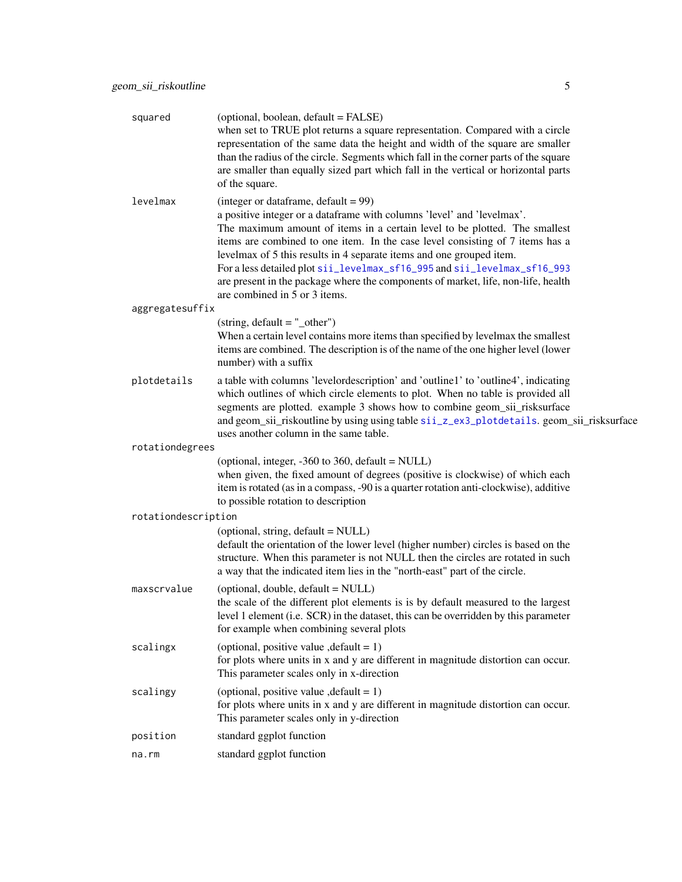| | |
|---|---|
| `squared` | (optional, boolean, default = FALSE)<br>when set to TRUE plot returns a square representation. Compared with a circle representation of the same data the height and width of the square are smaller than the radius of the circle. Segments which fall in the corner parts of the square are smaller than equally sized part which fall in the vertical or horizontal parts of the square. |
| `levelmax` | (integer or dataframe, default = 99)<br>a positive integer or a dataframe with columns 'level' and 'levelmax'.<br>The maximum amount of items in a certain level to be plotted. The smallest items are combined to one item. In the case level consisting of 7 items has a levelmax of 5 this results in 4 separate items and one grouped item.<br>For a less detailed plot `sii_levelmax_sf16_995` and `sii_levelmax_sf16_993` are present in the package where the components of market, life, non-life, health are combined in 5 or 3 items. |
| `aggregatesuffix` | (string, default = "_other")<br>When a certain level contains more items than specified by levelmax the smallest items are combined. The description is of the name of the one higher level (lower number) with a suffix |
| `plotdetails` | a table with columns 'levelordescription' and 'outline1' to 'outline4', indicating which outlines of which circle elements to plot. When no table is provided all segments are plotted. example 3 shows how to combine geom_sii_risksurface and geom_sii_riskoutline by using using table `sii_z_ex3_plotdetails`. geom_sii_risksurface uses another column in the same table. |
| `rotationdegrees` | (optional, integer, -360 to 360, default = NULL)<br>when given, the fixed amount of degrees (positive is clockwise) of which each item is rotated (as in a compass, -90 is a quarter rotation anti-clockwise), additive to possible rotation to description |
| `rotationdescription` | (optional, string, default = NULL)<br>default the orientation of the lower level (higher number) circles is based on the structure. When this parameter is not NULL then the circles are rotated in such a way that the indicated item lies in the "north-east" part of the circle. |
| `maxscrvalue` | (optional, double, default = NULL)<br>the scale of the different plot elements is is by default measured to the largest level 1 element (i.e. SCR) in the dataset, this can be overridden by this parameter for example when combining several plots |
| `scalingx` | (optional, positive value ,default = 1)<br>for plots where units in x and y are different in magnitude distortion can occur. This parameter scales only in x-direction |
| `scalingy` | (optional, positive value ,default = 1)<br>for plots where units in x and y are different in magnitude distortion can occur. This parameter scales only in y-direction |
| `position` | standard ggplot function |
| `na.rm` | standard ggplot function |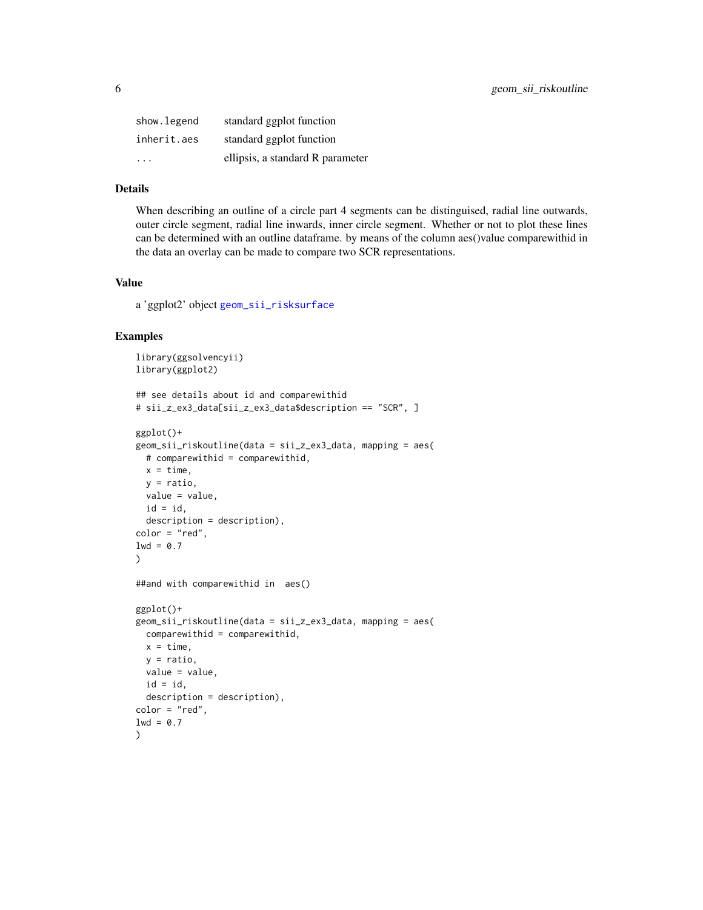| | |
|---|---|
| show.legend | standard ggplot function |
| inherit.aes | standard ggplot function |
| ... | ellipsis, a standard R parameter |

## Details

When describing an outline of a circle part 4 segments can be distinguised, radial line outwards, outer circle segment, radial line inwards, inner circle segment. Whether or not to plot these lines can be determined with an outline dataframe. by means of the column aes()value comparewithid in the data an overlay can be made to compare two SCR representations.

## Value

a 'ggplot2' object geom_sii_risksurface

## Examples

```
library(ggsolvencyii)
library(ggplot2)

## see details about id and comparewithid
# sii_z_ex3_data[sii_z_ex3_data$description == "SCR", ]

ggplot()+
geom_sii_riskoutline(data = sii_z_ex3_data, mapping = aes(
  # comparewithid = comparewithid,
  x = time,
  y = ratio,
  value = value,
  id = id,
  description = description),
color = "red",
lwd = 0.7
)

##and with comparewithid in  aes()

ggplot()+
geom_sii_riskoutline(data = sii_z_ex3_data, mapping = aes(
  comparewithid = comparewithid,
  x = time,
  y = ratio,
  value = value,
  id = id,
  description = description),
color = "red",
lwd = 0.7
)
```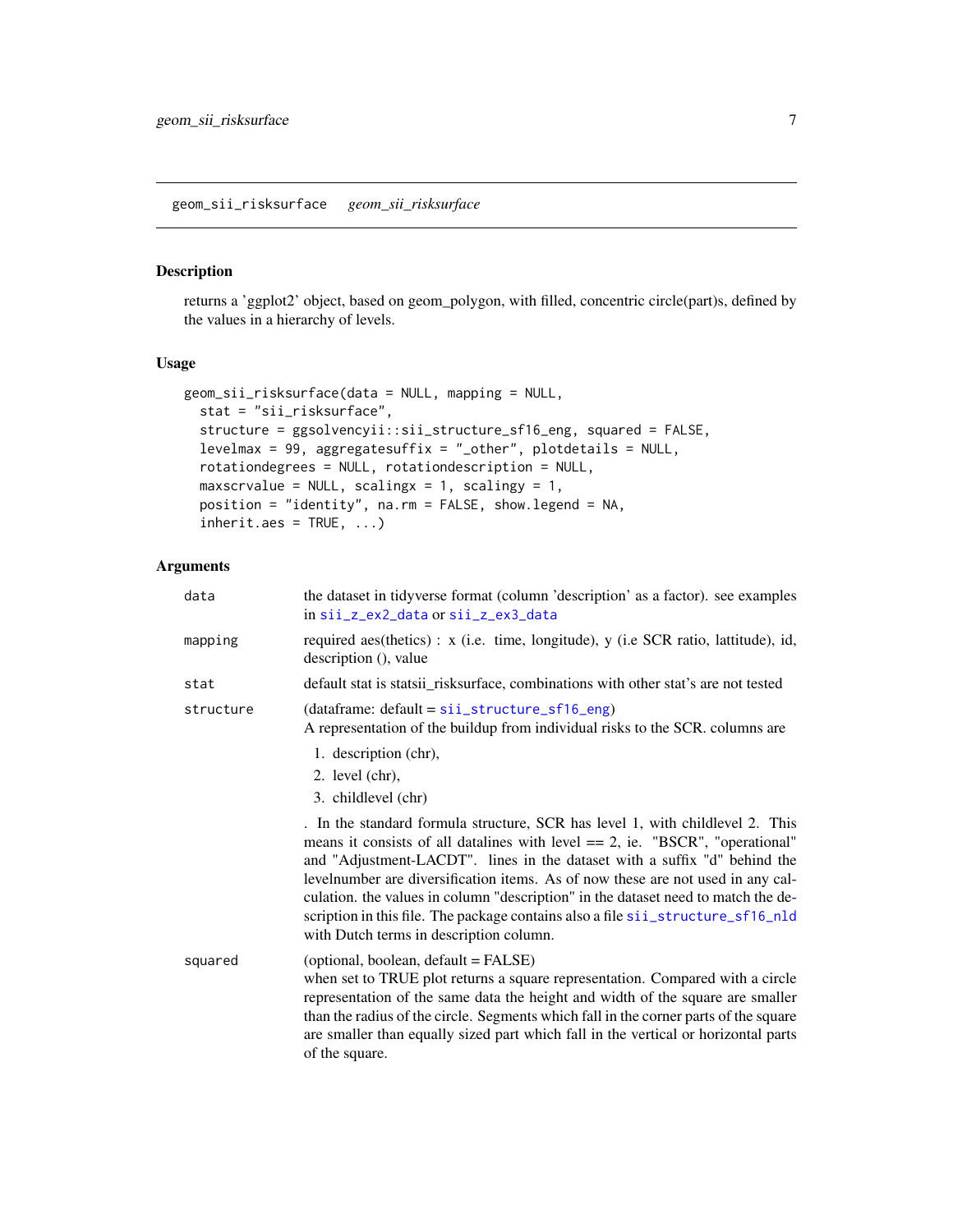## geom_sii_risksurface *geom_sii_risksurface*

### Description

returns a 'ggplot2' object, based on geom_polygon, with filled, concentric circle(part)s, defined by the values in a hierarchy of levels.

### Usage

```
geom_sii_risksurface(data = NULL, mapping = NULL,
  stat = "sii_risksurface",
  structure = ggsolvencyii::sii_structure_sf16_eng, squared = FALSE,
  levelmax = 99, aggregatesuffix = "_other", plotdetails = NULL,
  rotationdegrees = NULL, rotationdescription = NULL,
  maxscrvalue = NULL, scalingx = 1, scalingy = 1,
  position = "identity", na.rm = FALSE, show.legend = NA,
  inherit.aes = TRUE, ...)
```

### Arguments

| | |
|---|---|
| data | the dataset in tidyverse format (column 'description' as a factor). see examples in sii_z_ex2_data or sii_z_ex3_data |
| mapping | required aes(thetics) : x (i.e. time, longitude), y (i.e SCR ratio, lattitude), id, description (), value |
| stat | default stat is statsii_risksurface, combinations with other stat's are not tested |
| structure | (dataframe: default = sii_structure_sf16_eng)<br>A representation of the buildup from individual risks to the SCR. columns are<br>1. description (chr),<br>2. level (chr),<br>3. childlevel (chr)<br>. In the standard formula structure, SCR has level 1, with childlevel 2. This means it consists of all datalines with level == 2, ie. "BSCR", "operational" and "Adjustment-LACDT". lines in the dataset with a suffix "d" behind the levelnumber are diversification items. As of now these are not used in any calculation. the values in column "description" in the dataset need to match the description in this file. The package contains also a file sii_structure_sf16_nld with Dutch terms in description column. |
| squared | (optional, boolean, default = FALSE)<br>when set to TRUE plot returns a square representation. Compared with a circle representation of the same data the height and width of the square are smaller than the radius of the circle. Segments which fall in the corner parts of the square are smaller than equally sized part which fall in the vertical or horizontal parts of the square. |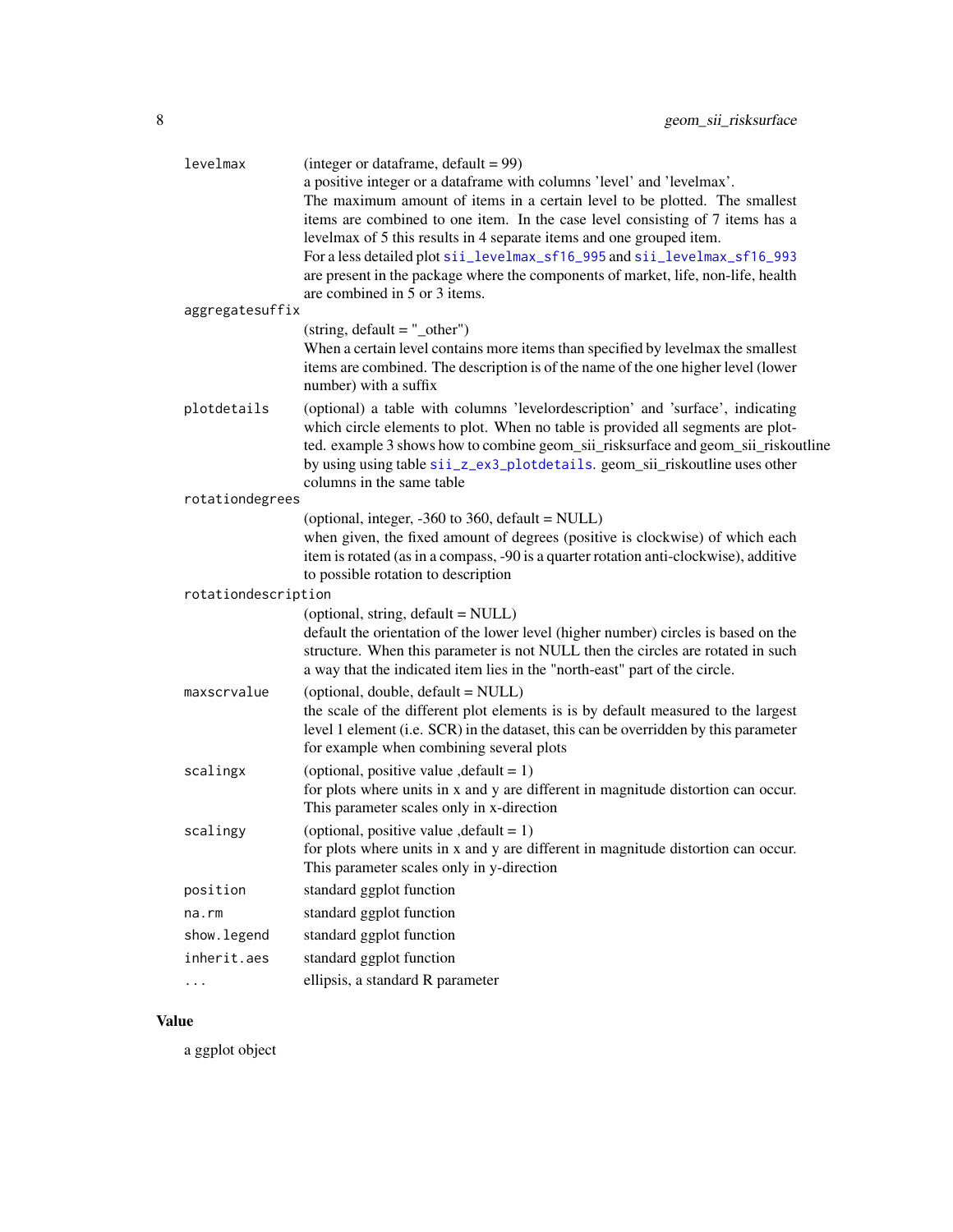| | |
|---|---|
| `levelmax` | (integer or dataframe, default = 99)<br>a positive integer or a dataframe with columns 'level' and 'levelmax'.<br>The maximum amount of items in a certain level to be plotted. The smallest items are combined to one item. In the case level consisting of 7 items has a levelmax of 5 this results in 4 separate items and one grouped item.<br>For a less detailed plot `sii_levelmax_sf16_995` and `sii_levelmax_sf16_993` are present in the package where the components of market, life, non-life, health are combined in 5 or 3 items. |
| `aggregatesuffix` | (string, default = "_other")<br>When a certain level contains more items than specified by levelmax the smallest items are combined. The description is of the name of the one higher level (lower number) with a suffix |
| `plotdetails` | (optional) a table with columns 'levelordescription' and 'surface', indicating which circle elements to plot. When no table is provided all segments are plotted. example 3 shows how to combine geom_sii_risksurface and geom_sii_riskoutline by using using table `sii_z_ex3_plotdetails`. geom_sii_riskoutline uses other columns in the same table |
| `rotationdegrees` | (optional, integer, -360 to 360, default = NULL)<br>when given, the fixed amount of degrees (positive is clockwise) of which each item is rotated (as in a compass, -90 is a quarter rotation anti-clockwise), additive to possible rotation to description |
| `rotationdescription` | (optional, string, default = NULL)<br>default the orientation of the lower level (higher number) circles is based on the structure. When this parameter is not NULL then the circles are rotated in such a way that the indicated item lies in the "north-east" part of the circle. |
| `maxscrvalue` | (optional, double, default = NULL)<br>the scale of the different plot elements is is by default measured to the largest level 1 element (i.e. SCR) in the dataset, this can be overridden by this parameter for example when combining several plots |
| `scalingx` | (optional, positive value ,default = 1)<br>for plots where units in x and y are different in magnitude distortion can occur. This parameter scales only in x-direction |
| `scalingy` | (optional, positive value ,default = 1)<br>for plots where units in x and y are different in magnitude distortion can occur. This parameter scales only in y-direction |
| `position` | standard ggplot function |
| `na.rm` | standard ggplot function |
| `show.legend` | standard ggplot function |
| `inherit.aes` | standard ggplot function |
| `...` | ellipsis, a standard R parameter |

## Value

a ggplot object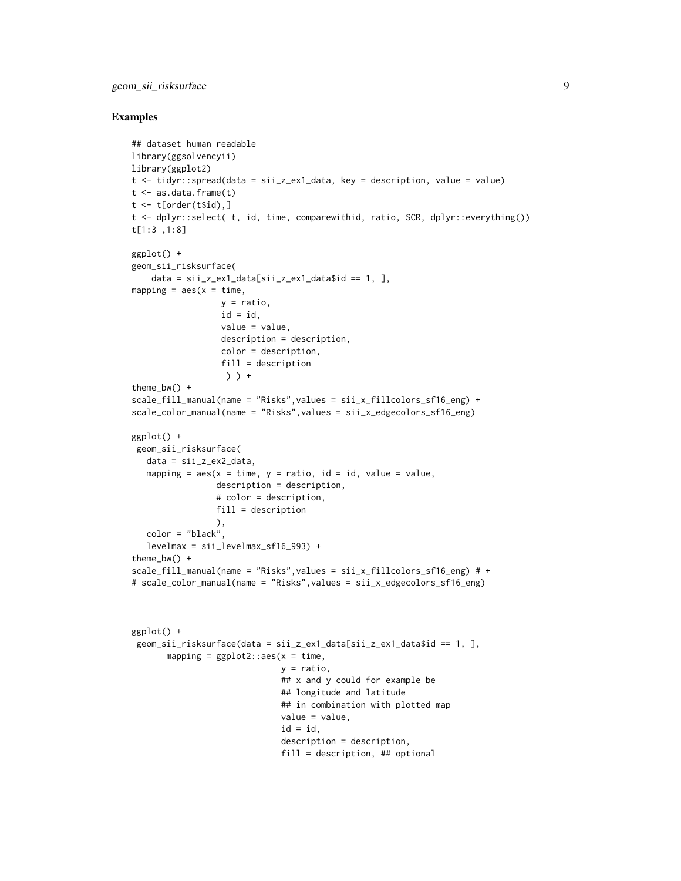## Examples

```
## dataset human readable
library(ggsolvencyii)
library(ggplot2)
t <- tidyr::spread(data = sii_z_ex1_data, key = description, value = value)
t <- as.data.frame(t)
t <- t[order(t$id),]
t <- dplyr::select( t, id, time, comparewithid, ratio, SCR, dplyr::everything())
t[1:3 ,1:8]

ggplot() +
geom_sii_risksurface(
    data = sii_z_ex1_data[sii_z_ex1_data$id == 1, ],
mapping = aes(x = time,
                  y = ratio,
                  id = id,
                  value = value,
                  description = description,
                  color = description,
                  fill = description
                   ) ) +
theme_bw() +
scale_fill_manual(name = "Risks",values = sii_x_fillcolors_sf16_eng) +
scale_color_manual(name = "Risks",values = sii_x_edgecolors_sf16_eng)

ggplot() +
 geom_sii_risksurface(
   data = sii_z_ex2_data,
   mapping = aes(x = time, y = ratio, id = id, value = value,
                 description = description,
                 # color = description,
                 fill = description
                 ),
   color = "black",
   levelmax = sii_levelmax_sf16_993) +
theme_bw() +
scale_fill_manual(name = "Risks",values = sii_x_fillcolors_sf16_eng) # +
# scale_color_manual(name = "Risks",values = sii_x_edgecolors_sf16_eng)



ggplot() +
 geom_sii_risksurface(data = sii_z_ex1_data[sii_z_ex1_data$id == 1, ],
       mapping = ggplot2::aes(x = time,
                             y = ratio,
                             ## x and y could for example be
                             ## longitude and latitude
                             ## in combination with plotted map
                             value = value,
                             id = id,
                             description = description,
                             fill = description, ## optional
```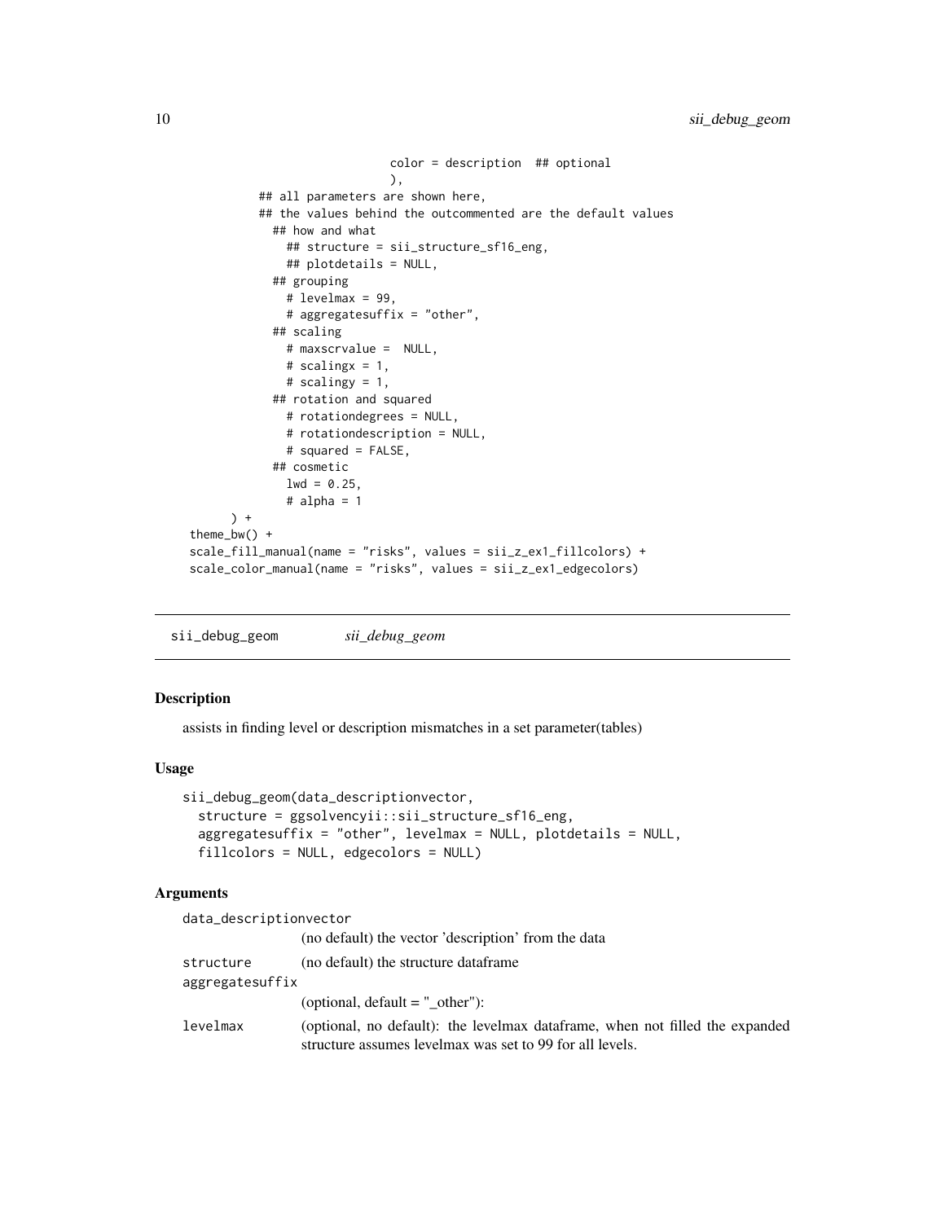```
                                color = description  ## optional
                                ),
            ## all parameters are shown here,
            ## the values behind the outcommented are the default values
              ## how and what
                ## structure = sii_structure_sf16_eng,
                ## plotdetails = NULL,
              ## grouping
                # levelmax = 99,
                # aggregatesuffix = "other",
              ## scaling
                # maxscrvalue =  NULL,
                # scalingx = 1,
                # scalingy = 1,
              ## rotation and squared
                # rotationdegrees = NULL,
                # rotationdescription = NULL,
                # squared = FALSE,
              ## cosmetic
                lwd = 0.25,
                # alpha = 1
        ) +
  theme_bw() +
  scale_fill_manual(name = "risks", values = sii_z_ex1_fillcolors) +
  scale_color_manual(name = "risks", values = sii_z_ex1_edgecolors)
```

## sii_debug_geom    *sii_debug_geom*

### Description

assists in finding level or description mismatches in a set parameter(tables)

### Usage

```
sii_debug_geom(data_descriptionvector,
  structure = ggsolvencyii::sii_structure_sf16_eng,
  aggregatesuffix = "other", levelmax = NULL, plotdetails = NULL,
  fillcolors = NULL, edgecolors = NULL)
```

### Arguments

`data_descriptionvector`
: (no default) the vector 'description' from the data

`structure`
: (no default) the structure dataframe

`aggregatesuffix`
: (optional, default = "_other"):

`levelmax`
: (optional, no default): the levelmax dataframe, when not filled the expanded structure assumes levelmax was set to 99 for all levels.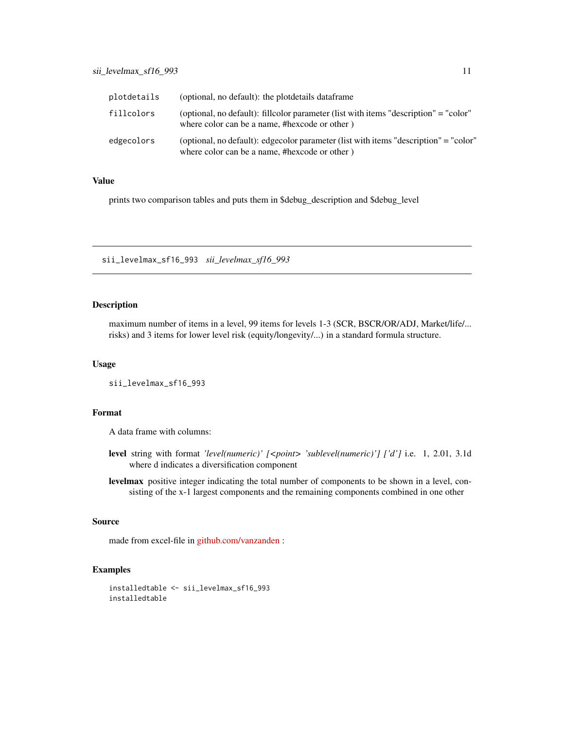| | |
|---|---|
| plotdetails | (optional, no default): the plotdetails dataframe |
| fillcolors | (optional, no default): fillcolor parameter (list with items "description" = "color" where color can be a name, #hexcode or other ) |
| edgecolors | (optional, no default): edgecolor parameter (list with items "description" = "color" where color can be a name, #hexcode or other ) |

### Value

prints two comparison tables and puts them in $debug_description and $debug_level

---

## sii_levelmax_sf16_993 *sii_levelmax_sf16_993*

### Description

maximum number of items in a level, 99 items for levels 1-3 (SCR, BSCR/OR/ADJ, Market/life/... risks) and 3 items for lower level risk (equity/longevity/...) in a standard formula structure.

### Usage

```
sii_levelmax_sf16_993
```

### Format

A data frame with columns:

**level** string with format *'level(numeric)' [<point> 'sublevel(numeric)'] ['d']* i.e. 1, 2.01, 3.1d where d indicates a diversification component

**levelmax** positive integer indicating the total number of components to be shown in a level, consisting of the x-1 largest components and the remaining components combined in one other

### Source

made from excel-file in github.com/vanzanden :

### Examples

```
installedtable <- sii_levelmax_sf16_993
installedtable
```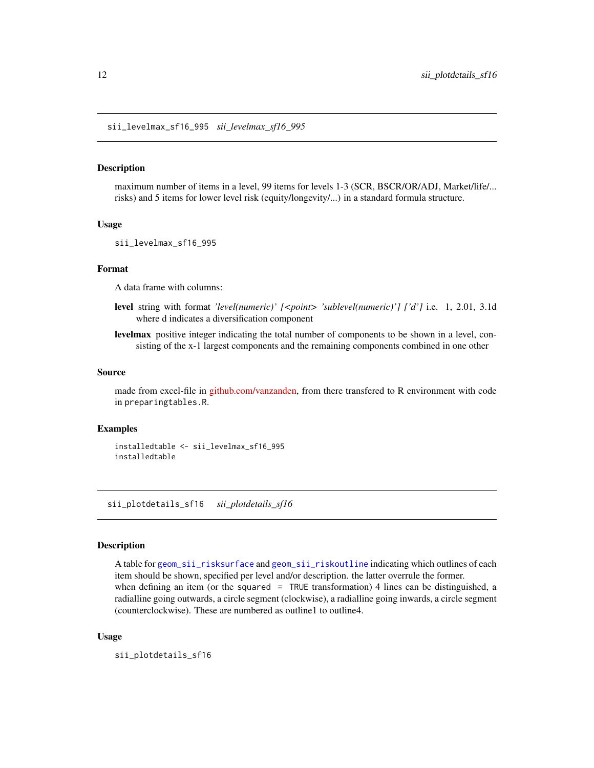## sii_levelmax_sf16_995 *sii_levelmax_sf16_995*

### Description

maximum number of items in a level, 99 items for levels 1-3 (SCR, BSCR/OR/ADJ, Market/life/... risks) and 5 items for lower level risk (equity/longevity/...) in a standard formula structure.

### Usage

```
sii_levelmax_sf16_995
```

### Format

A data frame with columns:

**level** string with format *'level(numeric)' [<point> 'sublevel(numeric)'] ['d']* i.e. 1, 2.01, 3.1d where d indicates a diversification component

**levelmax** positive integer indicating the total number of components to be shown in a level, consisting of the x-1 largest components and the remaining components combined in one other

### Source

made from excel-file in github.com/vanzanden, from there transfered to R environment with code in `preparingtables.R`.

### Examples

```
installedtable <- sii_levelmax_sf16_995
installedtable
```

## sii_plotdetails_sf16 *sii_plotdetails_sf16*

### Description

A table for `geom_sii_risksurface` and `geom_sii_riskoutline` indicating which outlines of each item should be shown, specified per level and/or description. the latter overrule the former.
when defining an item (or the `squared = TRUE` transformation) 4 lines can be distinguished, a radialline going outwards, a circle segment (clockwise), a radialline going inwards, a circle segment (counterclockwise). These are numbered as outline1 to outline4.

### Usage

```
sii_plotdetails_sf16
```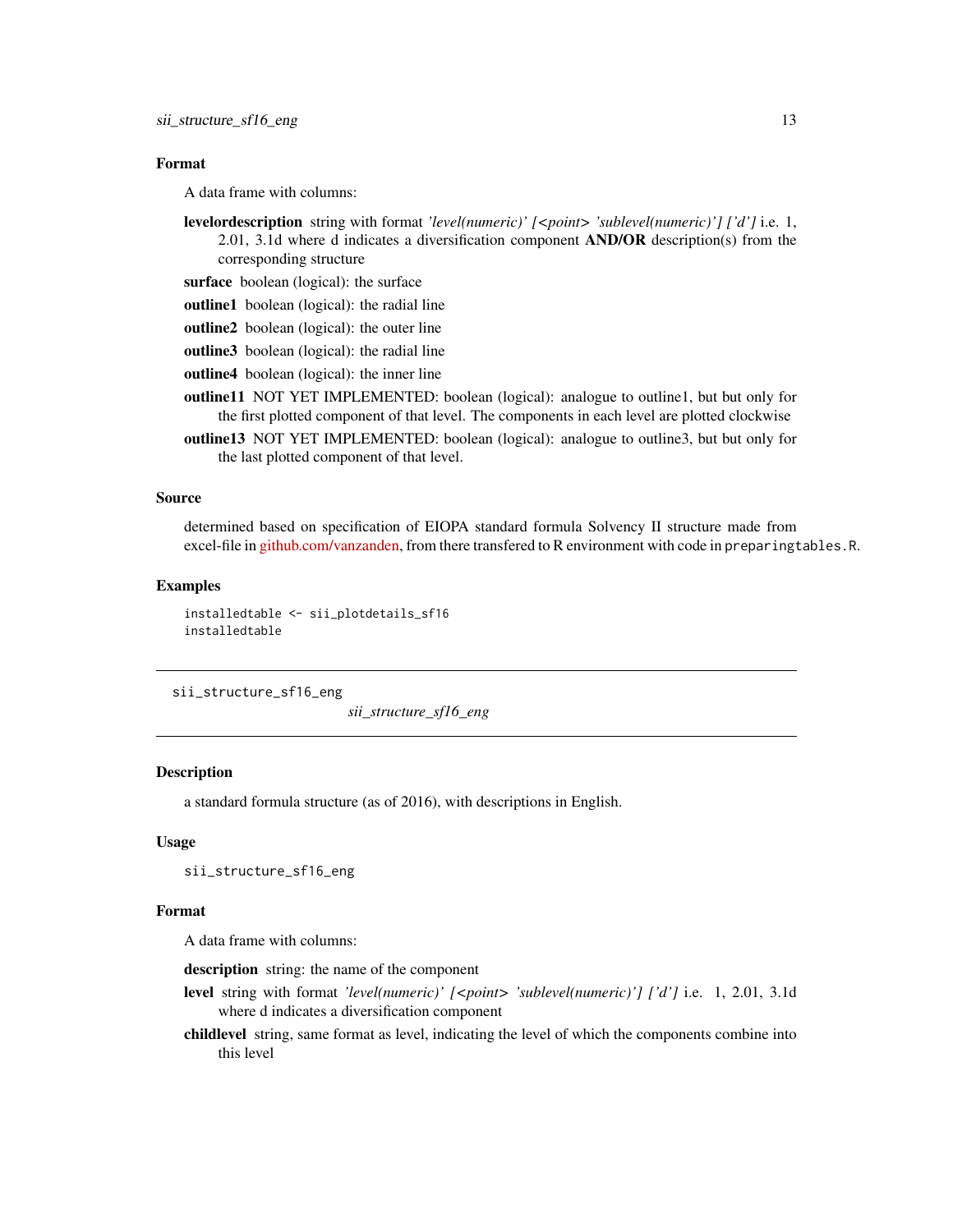### Format

A data frame with columns:

**levelordescription** string with format *'level(numeric)' [<point> 'sublevel(numeric)'] ['d']* i.e. 1, 2.01, 3.1d where d indicates a diversification component **AND/OR** description(s) from the corresponding structure

**surface** boolean (logical): the surface

**outline1** boolean (logical): the radial line

**outline2** boolean (logical): the outer line

**outline3** boolean (logical): the radial line

**outline4** boolean (logical): the inner line

**outline11** NOT YET IMPLEMENTED: boolean (logical): analogue to outline1, but but only for the first plotted component of that level. The components in each level are plotted clockwise

**outline13** NOT YET IMPLEMENTED: boolean (logical): analogue to outline3, but but only for the last plotted component of that level.

### Source

determined based on specification of EIOPA standard formula Solvency II structure made from excel-file in github.com/vanzanden, from there transfered to R environment with code in `preparingtables.R`.

### Examples

```
installedtable <- sii_plotdetails_sf16
installedtable
```

---

## sii_structure_sf16_eng

*sii_structure_sf16_eng*

### Description

a standard formula structure (as of 2016), with descriptions in English.

### Usage

```
sii_structure_sf16_eng
```

### Format

A data frame with columns:

**description** string: the name of the component

**level** string with format *'level(numeric)' [<point> 'sublevel(numeric)'] ['d']* i.e. 1, 2.01, 3.1d where d indicates a diversification component

**childlevel** string, same format as level, indicating the level of which the components combine into this level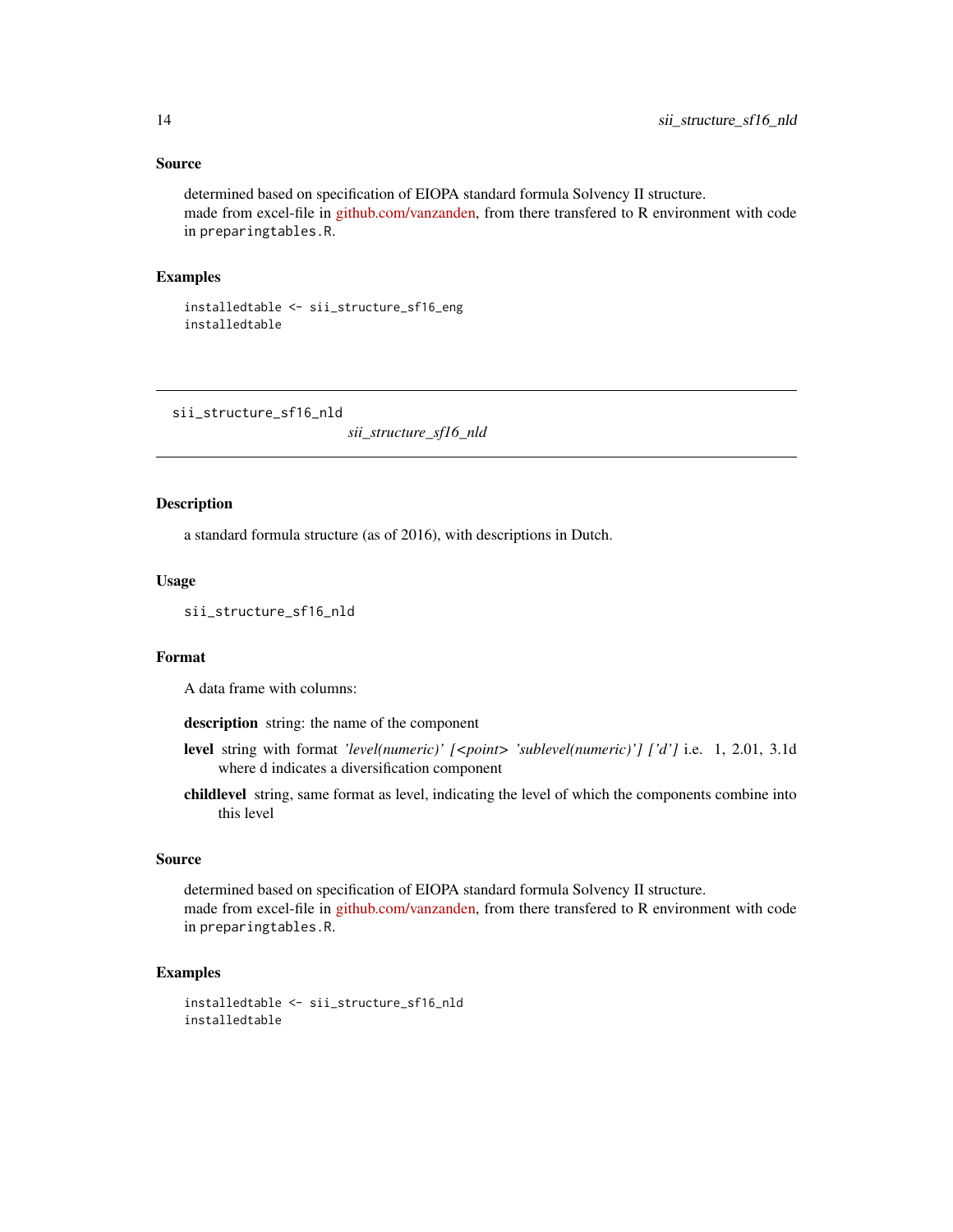### Source

determined based on specification of EIOPA standard formula Solvency II structure.
made from excel-file in github.com/vanzanden, from there transfered to R environment with code in `preparingtables.R`.

### Examples

```
installedtable <- sii_structure_sf16_eng
installedtable
```

---

## sii_structure_sf16_nld

*sii_structure_sf16_nld*

---

### Description

a standard formula structure (as of 2016), with descriptions in Dutch.

### Usage

```
sii_structure_sf16_nld
```

### Format

A data frame with columns:

**description** string: the name of the component

**level** string with format *'level(numeric)' [<point> 'sublevel(numeric)'] ['d']* i.e. 1, 2.01, 3.1d where d indicates a diversification component

**childlevel** string, same format as level, indicating the level of which the components combine into this level

### Source

determined based on specification of EIOPA standard formula Solvency II structure.
made from excel-file in github.com/vanzanden, from there transfered to R environment with code in `preparingtables.R`.

### Examples

```
installedtable <- sii_structure_sf16_nld
installedtable
```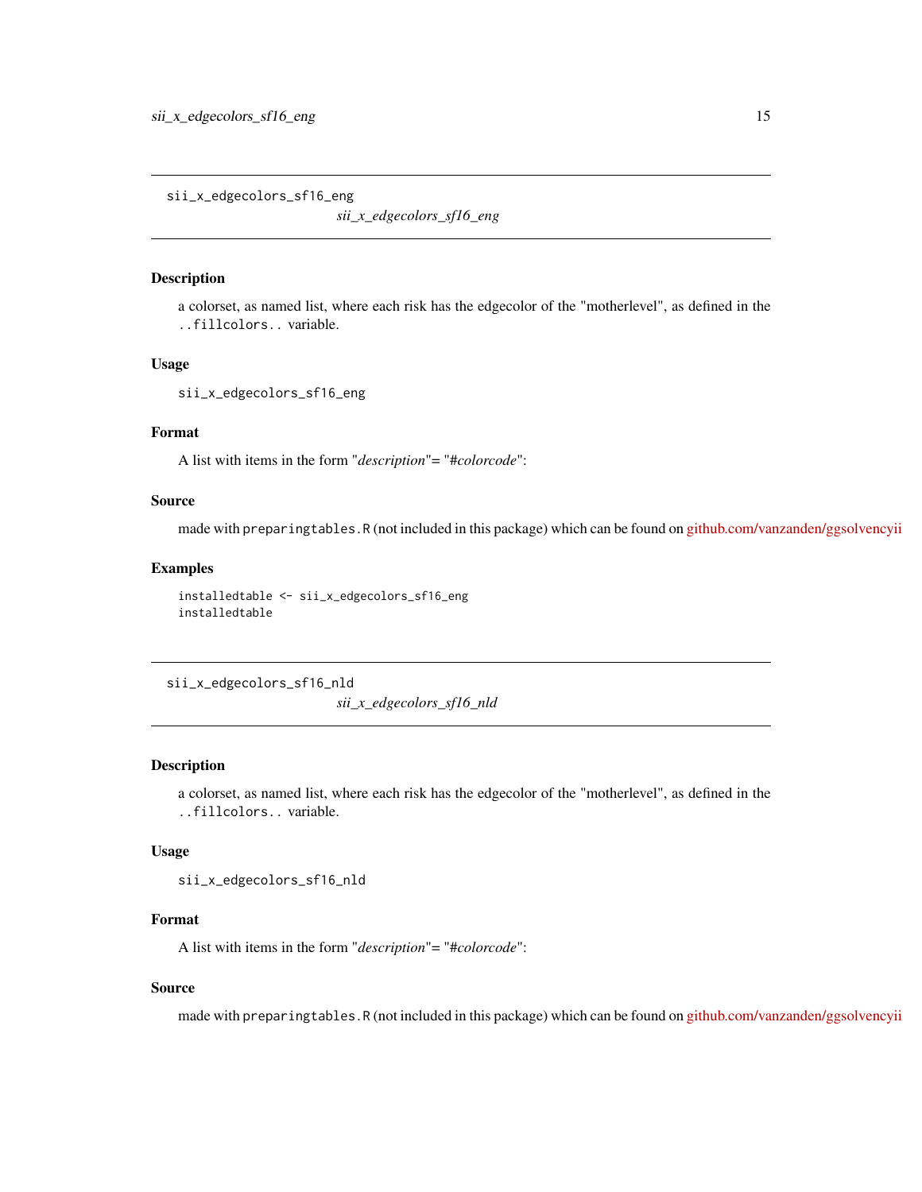## sii_x_edgecolors_sf16_eng

*sii_x_edgecolors_sf16_eng*

### Description

a colorset, as named list, where each risk has the edgecolor of the "motherlevel", as defined in the `..fillcolors..` variable.

### Usage

```
sii_x_edgecolors_sf16_eng
```

### Format

A list with items in the form "*description*"= "*#colorcode*":

### Source

made with `preparingtables.R` (not included in this package) which can be found on github.com/vanzanden/ggsolvencyii

### Examples

```
installedtable <- sii_x_edgecolors_sf16_eng
installedtable
```

## sii_x_edgecolors_sf16_nld

*sii_x_edgecolors_sf16_nld*

### Description

a colorset, as named list, where each risk has the edgecolor of the "motherlevel", as defined in the `..fillcolors..` variable.

### Usage

```
sii_x_edgecolors_sf16_nld
```

### Format

A list with items in the form "*description*"= "*#colorcode*":

### Source

made with `preparingtables.R` (not included in this package) which can be found on github.com/vanzanden/ggsolvencyii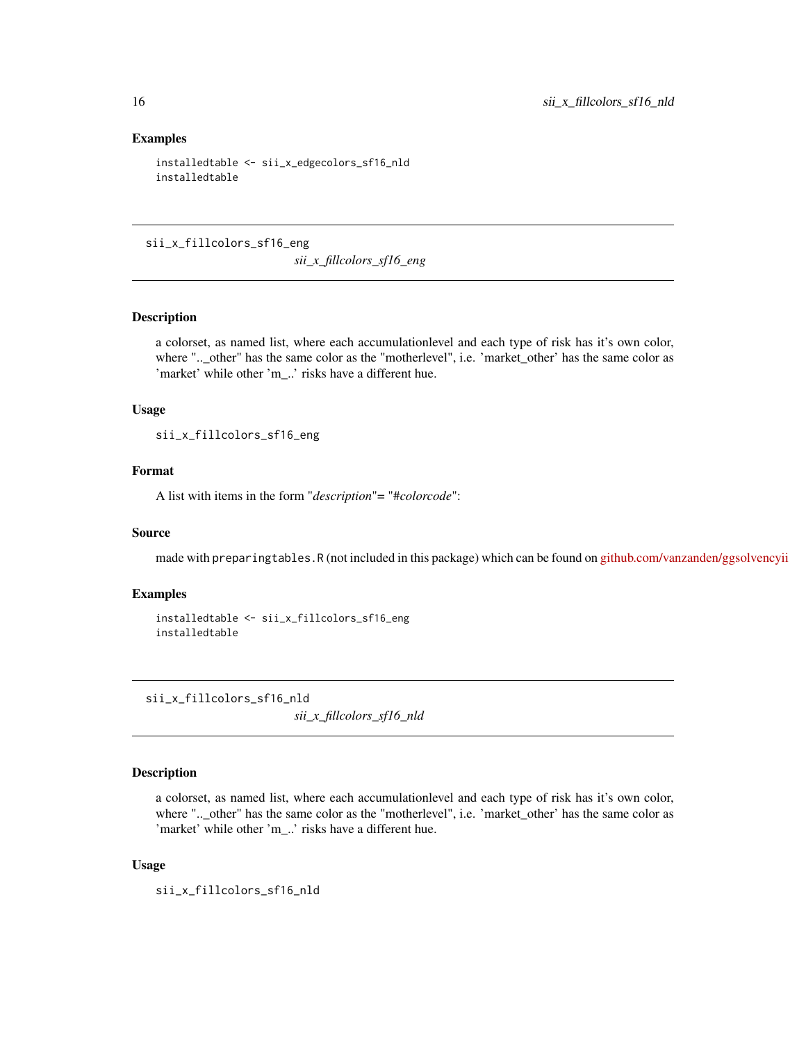### Examples

```
installedtable <- sii_x_edgecolors_sf16_nld
installedtable
```

---

## sii_x_fillcolors_sf16_eng

*sii_x_fillcolors_sf16_eng*

### Description

a colorset, as named list, where each accumulationlevel and each type of risk has it's own color, where ".._other" has the same color as the "motherlevel", i.e. 'market_other' has the same color as 'market' while other 'm_..' risks have a different hue.

### Usage

```
sii_x_fillcolors_sf16_eng
```

### Format

A list with items in the form "*description*"= "*#colorcode*":

### Source

made with `preparingtables.R` (not included in this package) which can be found on github.com/vanzanden/ggsolvencyii

### Examples

```
installedtable <- sii_x_fillcolors_sf16_eng
installedtable
```

---

## sii_x_fillcolors_sf16_nld

*sii_x_fillcolors_sf16_nld*

### Description

a colorset, as named list, where each accumulationlevel and each type of risk has it's own color, where ".._other" has the same color as the "motherlevel", i.e. 'market_other' has the same color as 'market' while other 'm_..' risks have a different hue.

### Usage

```
sii_x_fillcolors_sf16_nld
```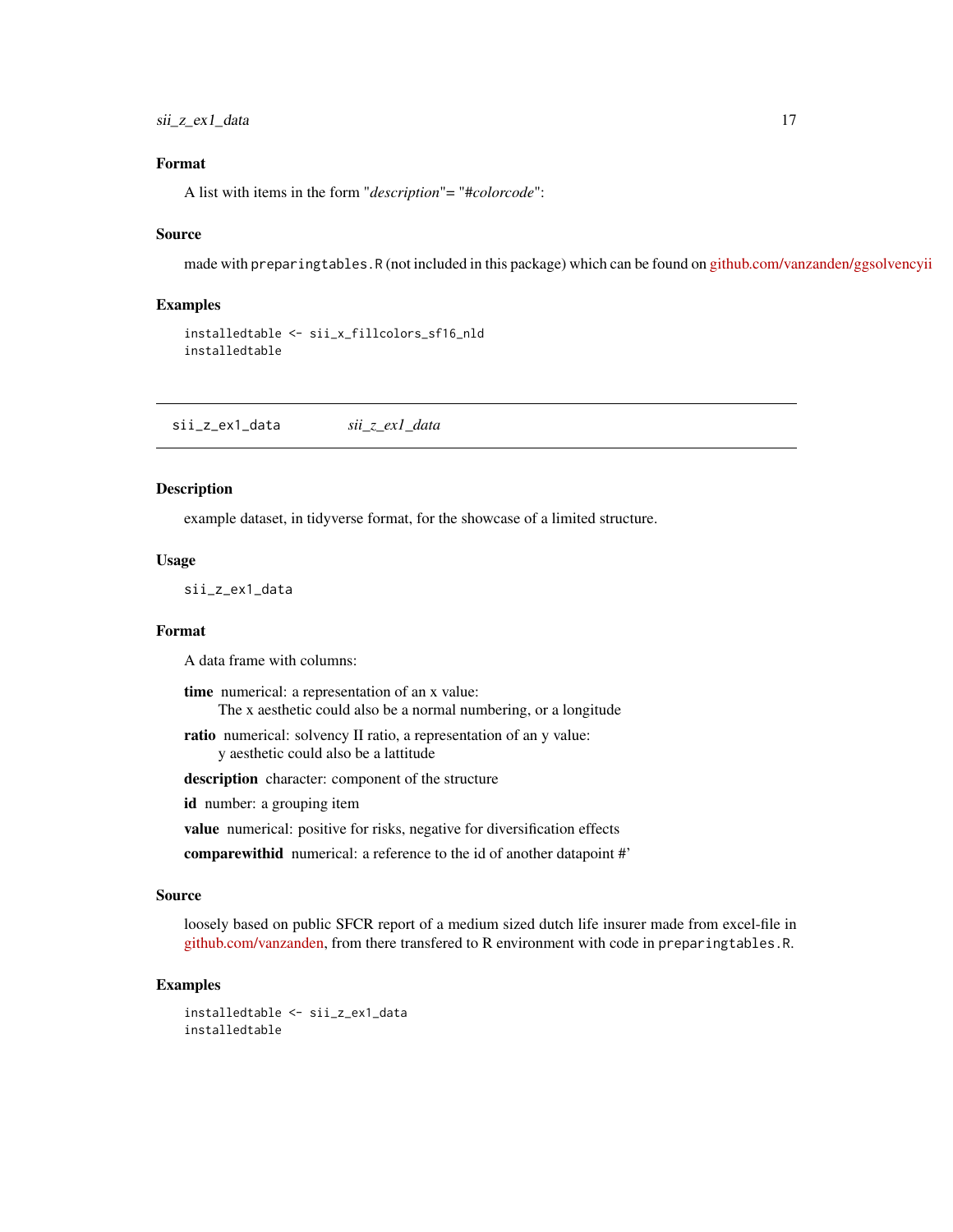### Format

A list with items in the form "*description*"= "*#colorcode*":

### Source

made with `preparingtables.R` (not included in this package) which can be found on github.com/vanzanden/ggsolvencyii

### Examples

```
installedtable <- sii_x_fillcolors_sf16_nld
installedtable
```

---

## sii_z_ex1_data &nbsp;&nbsp;&nbsp; *sii_z_ex1_data*

---

### Description

example dataset, in tidyverse format, for the showcase of a limited structure.

### Usage

```
sii_z_ex1_data
```

### Format

A data frame with columns:

**time** numerical: a representation of an x value:
The x aesthetic could also be a normal numbering, or a longitude

**ratio** numerical: solvency II ratio, a representation of an y value:
y aesthetic could also be a lattitude

**description** character: component of the structure

**id** number: a grouping item

**value** numerical: positive for risks, negative for diversification effects

**comparewithid** numerical: a reference to the id of another datapoint #'

### Source

loosely based on public SFCR report of a medium sized dutch life insurer made from excel-file in github.com/vanzanden, from there transfered to R environment with code in `preparingtables.R`.

### Examples

```
installedtable <- sii_z_ex1_data
installedtable
```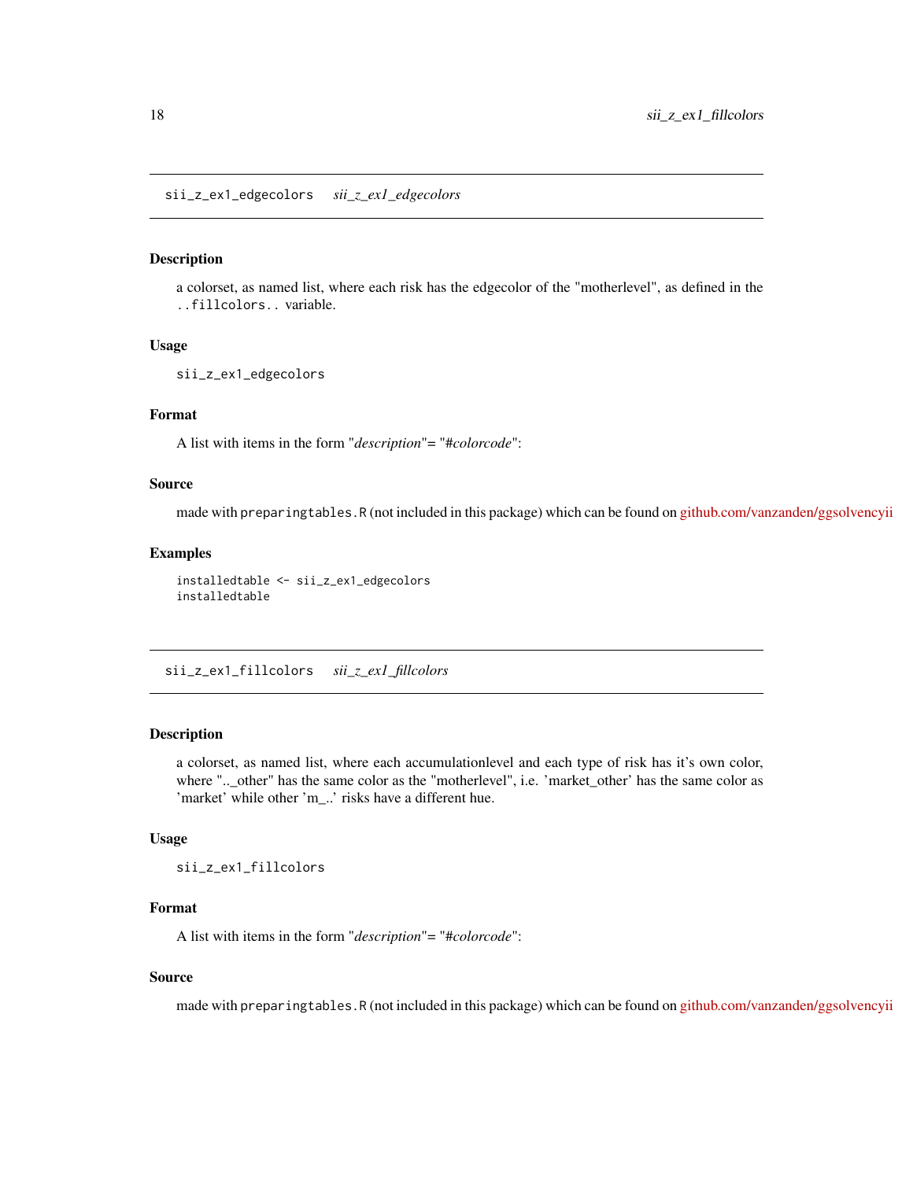## sii_z_ex1_edgecolors    *sii_z_ex1_edgecolors*

### Description

a colorset, as named list, where each risk has the edgecolor of the "motherlevel", as defined in the `..fillcolors..` variable.

### Usage

```
sii_z_ex1_edgecolors
```

### Format

A list with items in the form "*description*"= "*#colorcode*":

### Source

made with `preparingtables.R` (not included in this package) which can be found on github.com/vanzanden/ggsolvencyii

### Examples

```
installedtable <- sii_z_ex1_edgecolors
installedtable
```

## sii_z_ex1_fillcolors    *sii_z_ex1_fillcolors*

### Description

a colorset, as named list, where each accumulationlevel and each type of risk has it's own color, where ".._other" has the same color as the "motherlevel", i.e. 'market_other' has the same color as 'market' while other 'm_..' risks have a different hue.

### Usage

```
sii_z_ex1_fillcolors
```

### Format

A list with items in the form "*description*"= "*#colorcode*":

### Source

made with `preparingtables.R` (not included in this package) which can be found on github.com/vanzanden/ggsolvencyii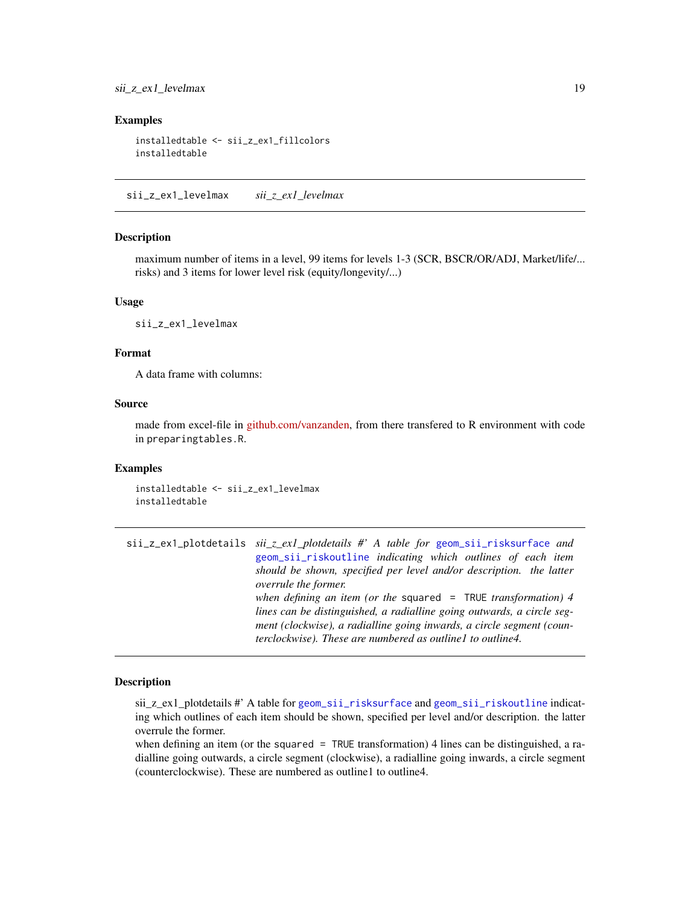### Examples

```
installedtable <- sii_z_ex1_fillcolors
installedtable
```

---

## sii_z_ex1_levelmax    *sii_z_ex1_levelmax*

### Description

maximum number of items in a level, 99 items for levels 1-3 (SCR, BSCR/OR/ADJ, Market/life/... risks) and 3 items for lower level risk (equity/longevity/...)

### Usage

```
sii_z_ex1_levelmax
```

### Format

A data frame with columns:

### Source

made from excel-file in github.com/vanzanden, from there transfered to R environment with code in `preparingtables.R`.

### Examples

```
installedtable <- sii_z_ex1_levelmax
installedtable
```

---

## sii_z_ex1_plotdetails    *sii_z_ex1_plotdetails #' A table for `geom_sii_risksurface` and `geom_sii_riskoutline` indicating which outlines of each item should be shown, specified per level and/or description. the latter overrule the former. when defining an item (or the `squared = TRUE` transformation) 4 lines can be distinguished, a radialline going outwards, a circle segment (clockwise), a radialline going inwards, a circle segment (counterclockwise). These are numbered as outline1 to outline4.*

### Description

sii_z_ex1_plotdetails #' A table for `geom_sii_risksurface` and `geom_sii_riskoutline` indicating which outlines of each item should be shown, specified per level and/or description. the latter overrule the former.
when defining an item (or the `squared = TRUE` transformation) 4 lines can be distinguished, a radialline going outwards, a circle segment (clockwise), a radialline going inwards, a circle segment (counterclockwise). These are numbered as outline1 to outline4.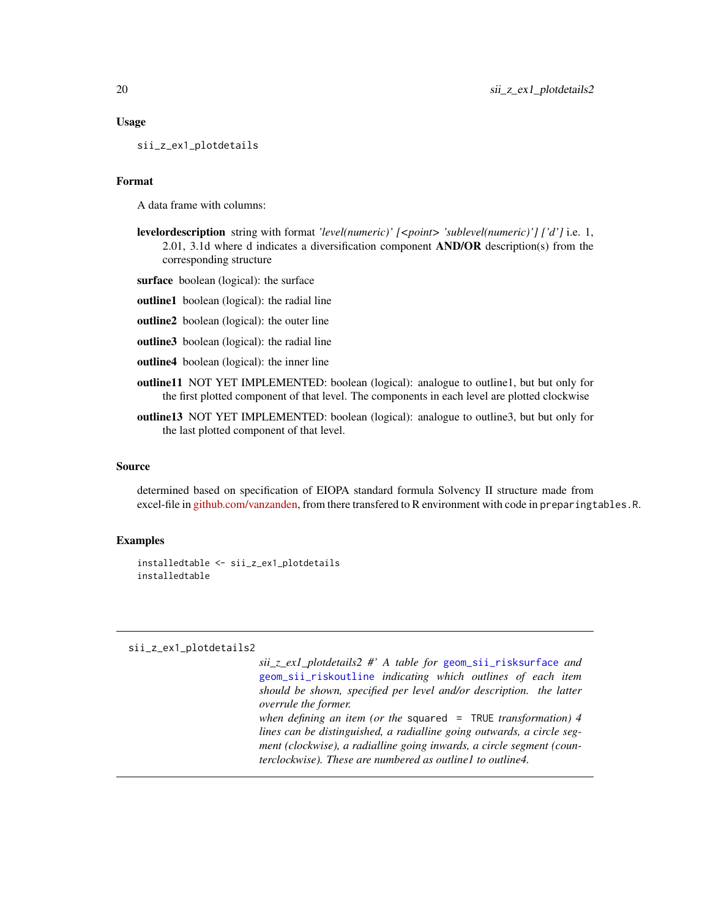### Usage

```
sii_z_ex1_plotdetails
```

### Format

A data frame with columns:

**levelordescription** string with format *'level(numeric)' [<point> 'sublevel(numeric)'] ['d']* i.e. 1, 2.01, 3.1d where d indicates a diversification component **AND/OR** description(s) from the corresponding structure

**surface** boolean (logical): the surface

**outline1** boolean (logical): the radial line

**outline2** boolean (logical): the outer line

**outline3** boolean (logical): the radial line

**outline4** boolean (logical): the inner line

**outline11** NOT YET IMPLEMENTED: boolean (logical): analogue to outline1, but but only for the first plotted component of that level. The components in each level are plotted clockwise

**outline13** NOT YET IMPLEMENTED: boolean (logical): analogue to outline3, but but only for the last plotted component of that level.

### Source

determined based on specification of EIOPA standard formula Solvency II structure made from excel-file in github.com/vanzanden, from there transfered to R environment with code in `preparingtables.R`.

### Examples

```
installedtable <- sii_z_ex1_plotdetails
installedtable
```

---

`sii_z_ex1_plotdetails2`

*sii_z_ex1_plotdetails2 #' A table for* `geom_sii_risksurface` *and* `geom_sii_riskoutline` *indicating which outlines of each item should be shown, specified per level and/or description. the latter overrule the former.*
*when defining an item (or the* `squared = TRUE` *transformation) 4 lines can be distinguished, a radialline going outwards, a circle segment (clockwise), a radialline going inwards, a circle segment (counterclockwise). These are numbered as outline1 to outline4.*

---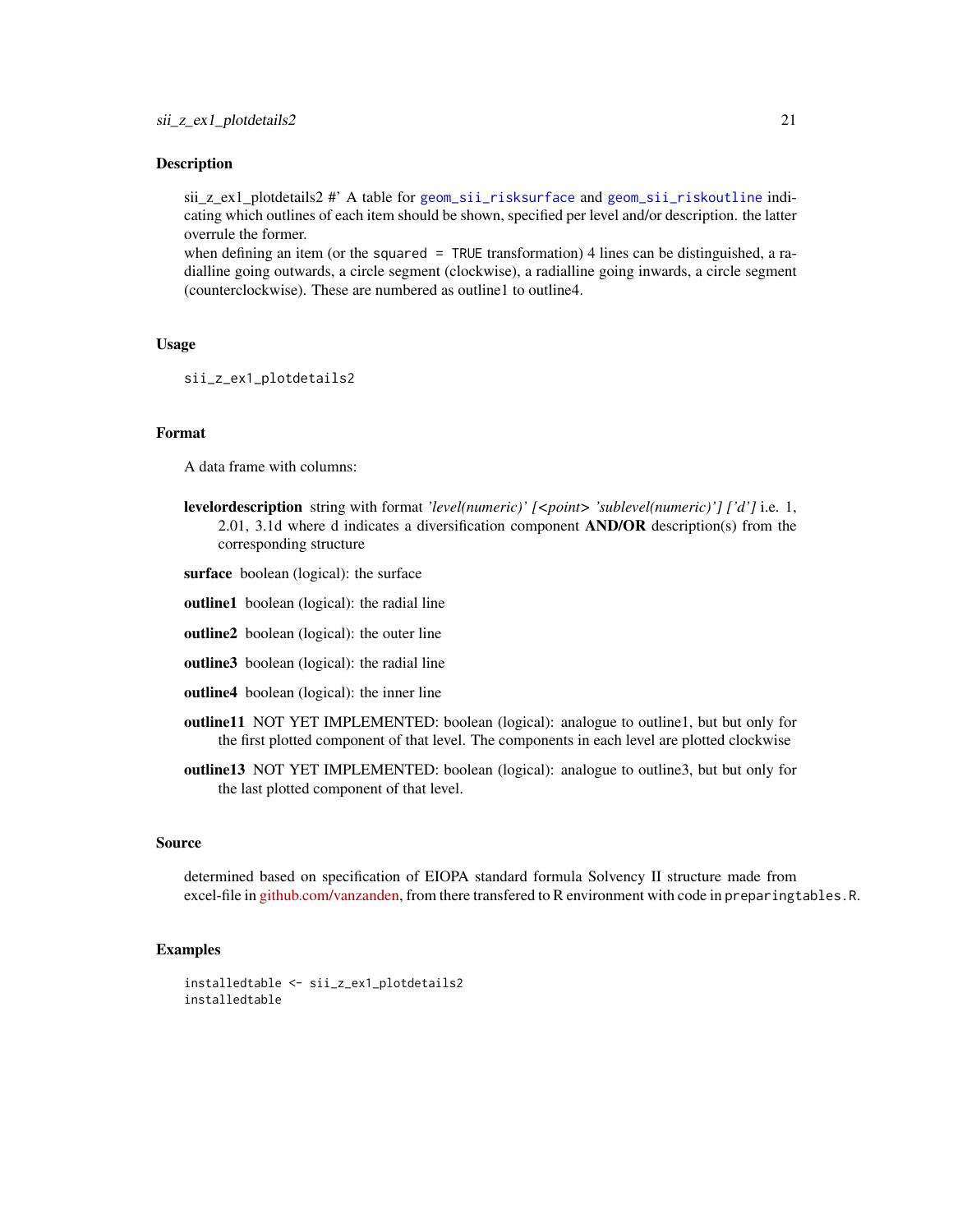## Description

sii_z_ex1_plotdetails2 #' A table for `geom_sii_risksurface` and `geom_sii_riskoutline` indicating which outlines of each item should be shown, specified per level and/or description. the latter overrule the former.

when defining an item (or the `squared = TRUE` transformation) 4 lines can be distinguished, a radialline going outwards, a circle segment (clockwise), a radialline going inwards, a circle segment (counterclockwise). These are numbered as outline1 to outline4.

## Usage

```
sii_z_ex1_plotdetails2
```

## Format

A data frame with columns:

**levelordescription** string with format *'level(numeric)' [<point> 'sublevel(numeric)'] ['d']* i.e. 1, 2.01, 3.1d where d indicates a diversification component **AND/OR** description(s) from the corresponding structure

**surface** boolean (logical): the surface

**outline1** boolean (logical): the radial line

**outline2** boolean (logical): the outer line

**outline3** boolean (logical): the radial line

**outline4** boolean (logical): the inner line

**outline11** NOT YET IMPLEMENTED: boolean (logical): analogue to outline1, but but only for the first plotted component of that level. The components in each level are plotted clockwise

**outline13** NOT YET IMPLEMENTED: boolean (logical): analogue to outline3, but but only for the last plotted component of that level.

## Source

determined based on specification of EIOPA standard formula Solvency II structure made from excel-file in github.com/vanzanden, from there transfered to R environment with code in `preparingtables.R`.

## Examples

```
installedtable <- sii_z_ex1_plotdetails2
installedtable
```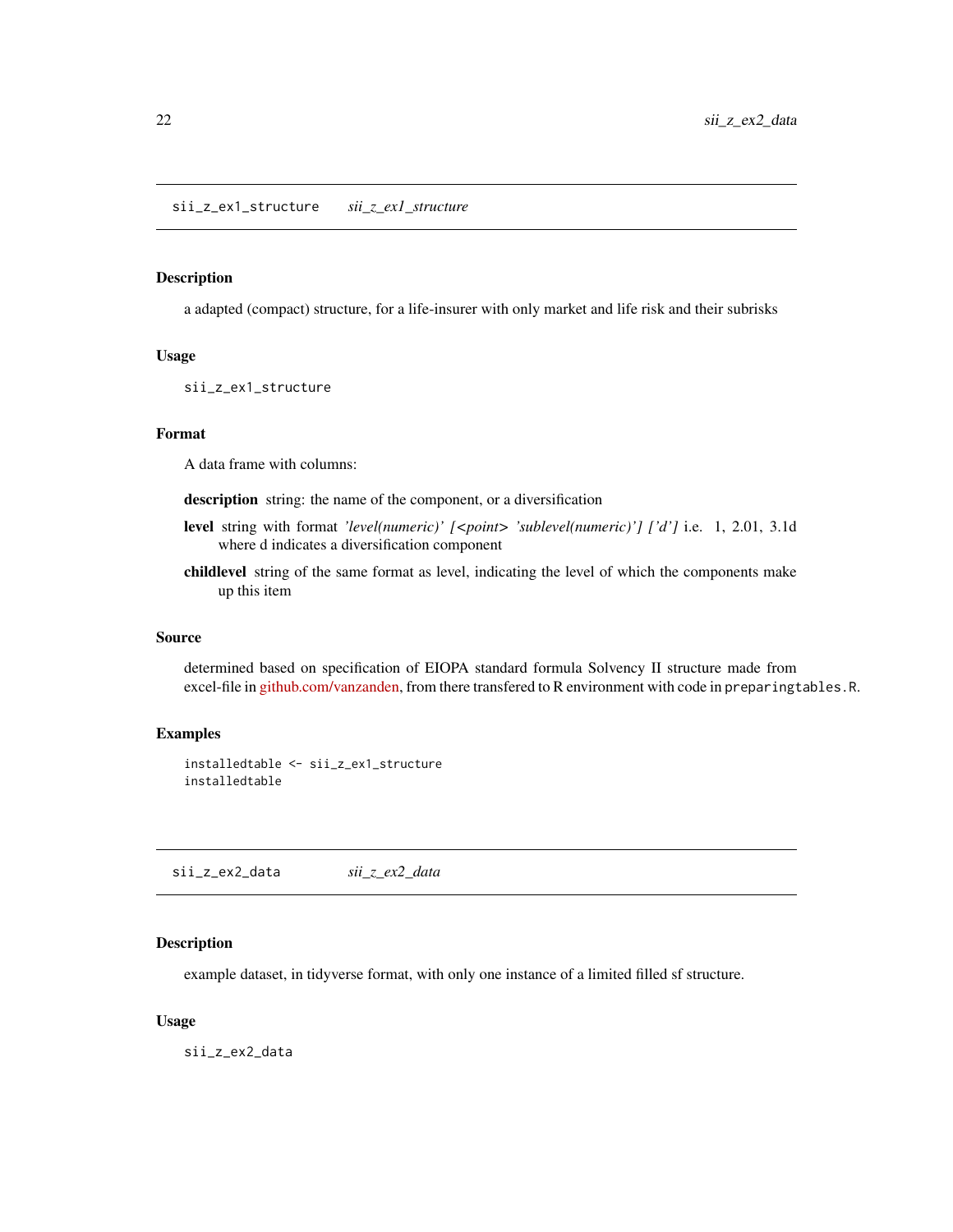## sii_z_ex1_structure *sii_z_ex1_structure*

### Description

a adapted (compact) structure, for a life-insurer with only market and life risk and their subrisks

### Usage

```
sii_z_ex1_structure
```

### Format

A data frame with columns:

**description** string: the name of the component, or a diversification

**level** string with format *'level(numeric)' [<point> 'sublevel(numeric)'] ['d']* i.e. 1, 2.01, 3.1d where d indicates a diversification component

**childlevel** string of the same format as level, indicating the level of which the components make up this item

### Source

determined based on specification of EIOPA standard formula Solvency II structure made from excel-file in github.com/vanzanden, from there transfered to R environment with code in `preparingtables.R`.

### Examples

```
installedtable <- sii_z_ex1_structure
installedtable
```

## sii_z_ex2_data *sii_z_ex2_data*

### Description

example dataset, in tidyverse format, with only one instance of a limited filled sf structure.

### Usage

```
sii_z_ex2_data
```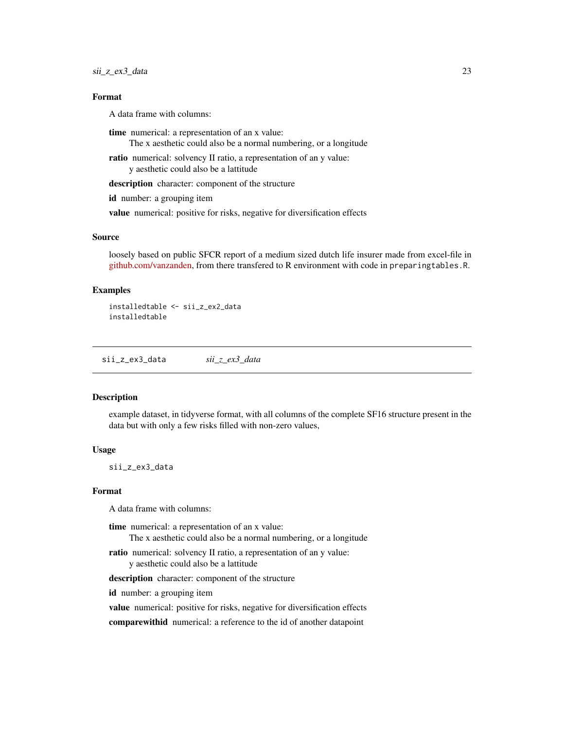### Format

A data frame with columns:

**time** numerical: a representation of an x value:
The x aesthetic could also be a normal numbering, or a longitude

**ratio** numerical: solvency II ratio, a representation of an y value:
y aesthetic could also be a lattitude

**description** character: component of the structure

**id** number: a grouping item

**value** numerical: positive for risks, negative for diversification effects

### Source

loosely based on public SFCR report of a medium sized dutch life insurer made from excel-file in github.com/vanzanden, from there transfered to R environment with code in `preparingtables.R`.

### Examples

```
installedtable <- sii_z_ex2_data
installedtable
```

---

## sii_z_ex3_data *sii_z_ex3_data*

### Description

example dataset, in tidyverse format, with all columns of the complete SF16 structure present in the data but with only a few risks filled with non-zero values,

### Usage

```
sii_z_ex3_data
```

### Format

A data frame with columns:

**time** numerical: a representation of an x value:
The x aesthetic could also be a normal numbering, or a longitude

**ratio** numerical: solvency II ratio, a representation of an y value:
y aesthetic could also be a lattitude

**description** character: component of the structure

**id** number: a grouping item

**value** numerical: positive for risks, negative for diversification effects

**comparewithid** numerical: a reference to the id of another datapoint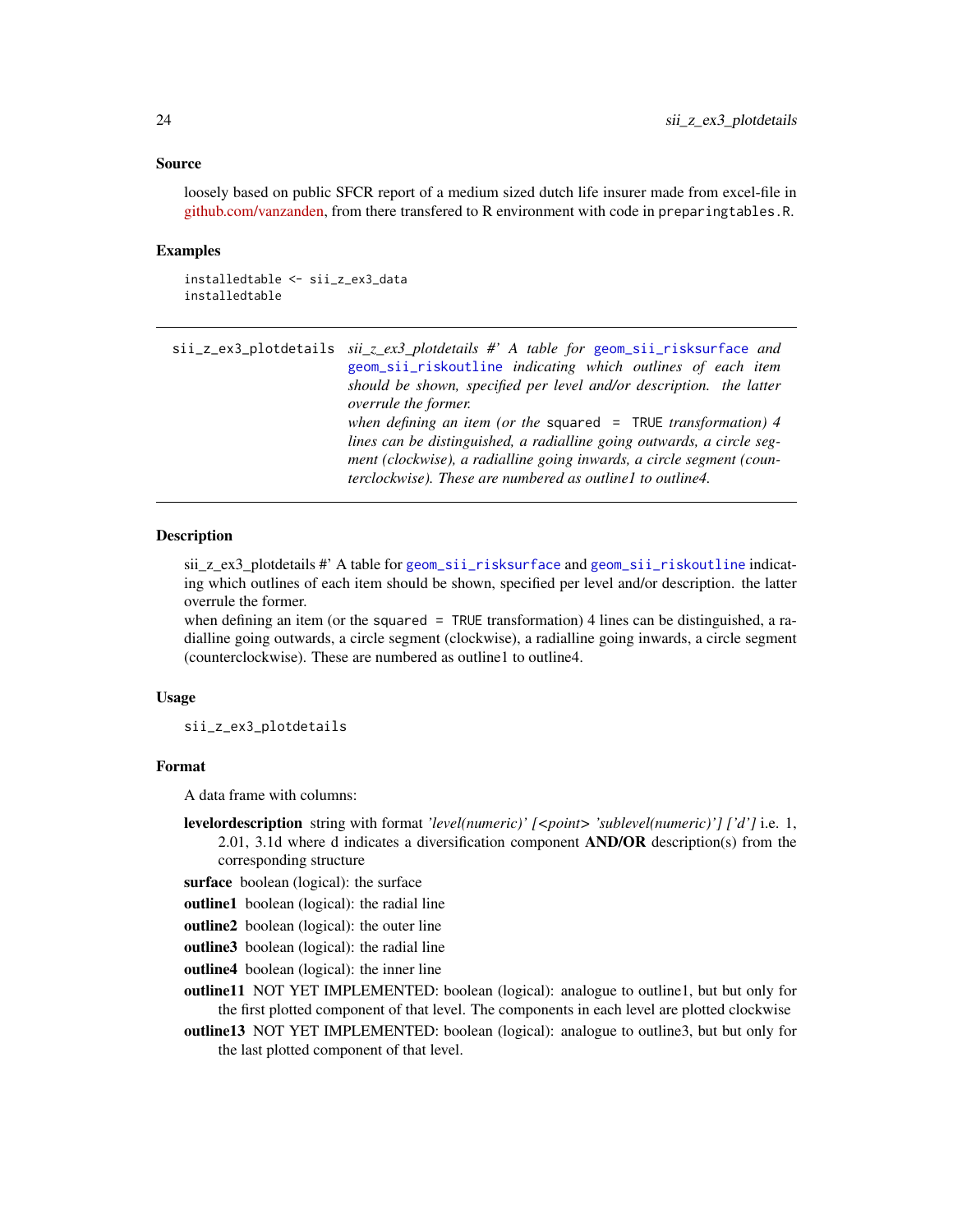### Source

loosely based on public SFCR report of a medium sized dutch life insurer made from excel-file in github.com/vanzanden, from there transfered to R environment with code in `preparingtables.R`.

### Examples

```
installedtable <- sii_z_ex3_data
installedtable
```

---

`sii_z_ex3_plotdetails` *sii_z_ex3_plotdetails #' A table for `geom_sii_risksurface` and `geom_sii_riskoutline` indicating which outlines of each item should be shown, specified per level and/or description. the latter overrule the former.*
*when defining an item (or the `squared = TRUE` transformation) 4 lines can be distinguished, a radialline going outwards, a circle segment (clockwise), a radialline going inwards, a circle segment (counterclockwise). These are numbered as outline1 to outline4.*

---

### Description

sii_z_ex3_plotdetails #' A table for `geom_sii_risksurface` and `geom_sii_riskoutline` indicating which outlines of each item should be shown, specified per level and/or description. the latter overrule the former.
when defining an item (or the `squared = TRUE` transformation) 4 lines can be distinguished, a radialline going outwards, a circle segment (clockwise), a radialline going inwards, a circle segment (counterclockwise). These are numbered as outline1 to outline4.

### Usage

```
sii_z_ex3_plotdetails
```

### Format

A data frame with columns:

**levelordescription** string with format *'level(numeric)' [<point> 'sublevel(numeric)'] ['d']* i.e. 1, 2.01, 3.1d where d indicates a diversification component **AND/OR** description(s) from the corresponding structure

**surface** boolean (logical): the surface

**outline1** boolean (logical): the radial line

**outline2** boolean (logical): the outer line

**outline3** boolean (logical): the radial line

**outline4** boolean (logical): the inner line

**outline11** NOT YET IMPLEMENTED: boolean (logical): analogue to outline1, but but only for the first plotted component of that level. The components in each level are plotted clockwise

**outline13** NOT YET IMPLEMENTED: boolean (logical): analogue to outline3, but but only for the last plotted component of that level.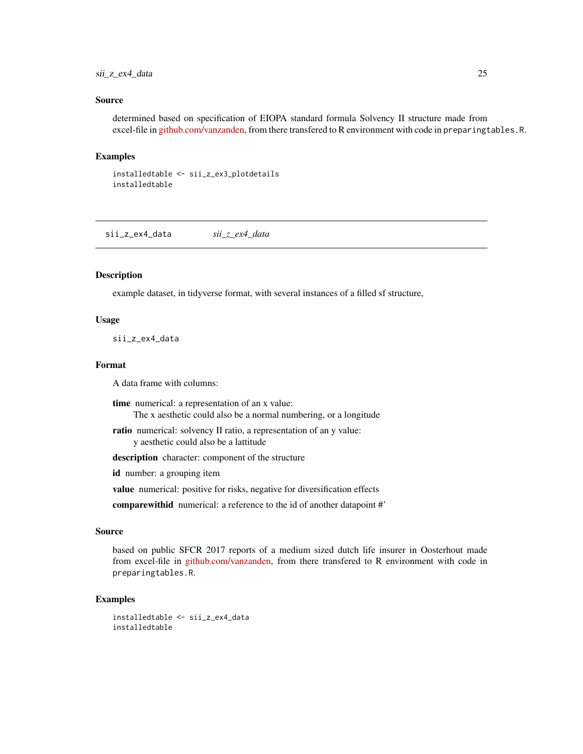### Source

determined based on specification of EIOPA standard formula Solvency II structure made from excel-file in github.com/vanzanden, from there transfered to R environment with code in `preparingtables.R`.

### Examples

```
installedtable <- sii_z_ex3_plotdetails
installedtable
```

---

## sii_z_ex4_data *sii_z_ex4_data*

---

### Description

example dataset, in tidyverse format, with several instances of a filled sf structure,

### Usage

```
sii_z_ex4_data
```

### Format

A data frame with columns:

**time** numerical: a representation of an x value:
The x aesthetic could also be a normal numbering, or a longitude

**ratio** numerical: solvency II ratio, a representation of an y value:
y aesthetic could also be a lattitude

**description** character: component of the structure

**id** number: a grouping item

**value** numerical: positive for risks, negative for diversification effects

**comparewithid** numerical: a reference to the id of another datapoint #'

### Source

based on public SFCR 2017 reports of a medium sized dutch life insurer in Oosterhout made from excel-file in github.com/vanzanden, from there transfered to R environment with code in `preparingtables.R`.

### Examples

```
installedtable <- sii_z_ex4_data
installedtable
```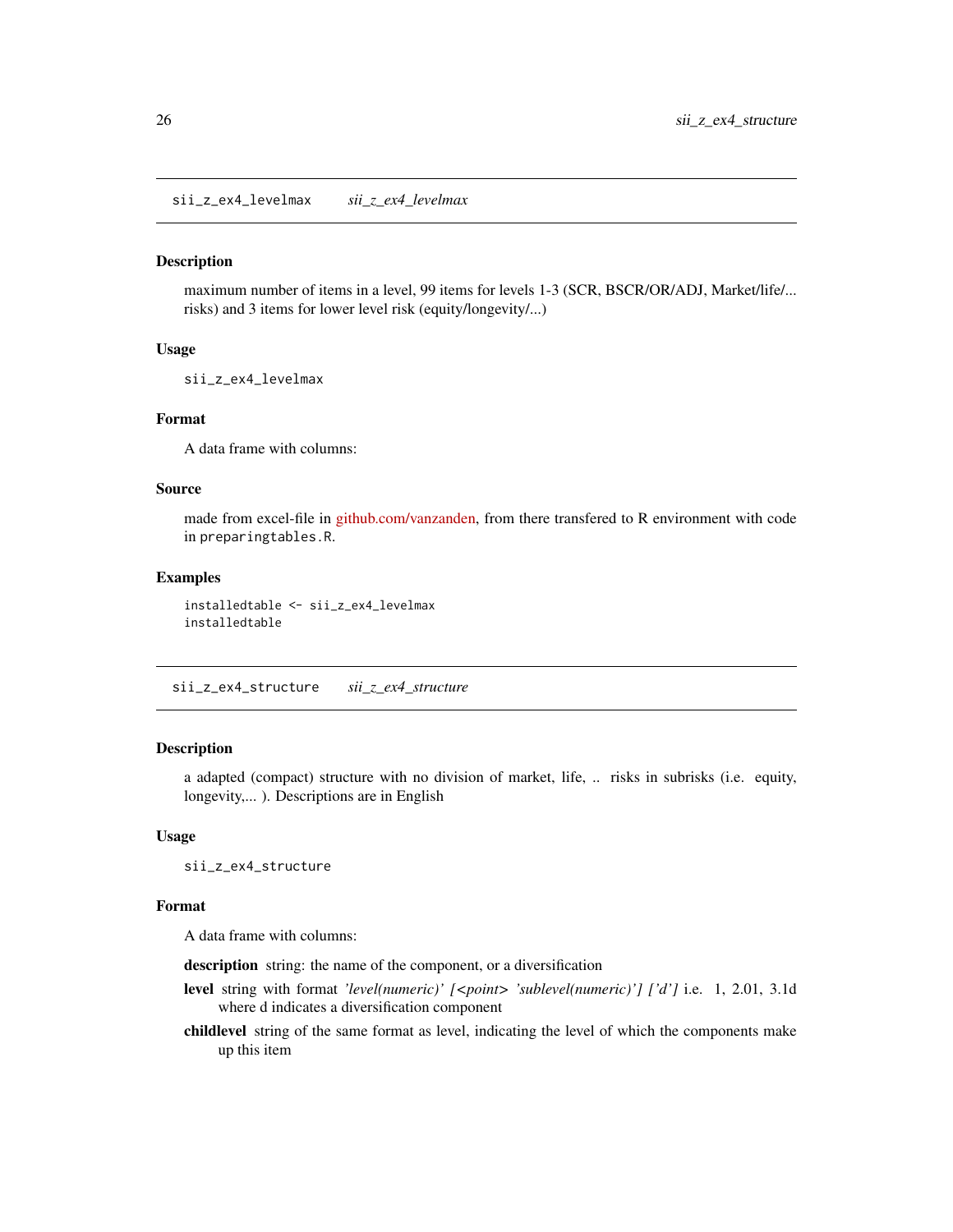## sii_z_ex4_levelmax *sii_z_ex4_levelmax*

### Description

maximum number of items in a level, 99 items for levels 1-3 (SCR, BSCR/OR/ADJ, Market/life/... risks) and 3 items for lower level risk (equity/longevity/...)

### Usage

```
sii_z_ex4_levelmax
```

### Format

A data frame with columns:

### Source

made from excel-file in github.com/vanzanden, from there transfered to R environment with code in `preparingtables.R`.

### Examples

```
installedtable <- sii_z_ex4_levelmax
installedtable
```

## sii_z_ex4_structure *sii_z_ex4_structure*

### Description

a adapted (compact) structure with no division of market, life, .. risks in subrisks (i.e. equity, longevity,... ). Descriptions are in English

### Usage

```
sii_z_ex4_structure
```

### Format

A data frame with columns:

**description** string: the name of the component, or a diversification

**level** string with format *'level(numeric)' [<point> 'sublevel(numeric)'] ['d']* i.e. 1, 2.01, 3.1d where d indicates a diversification component

**childlevel** string of the same format as level, indicating the level of which the components make up this item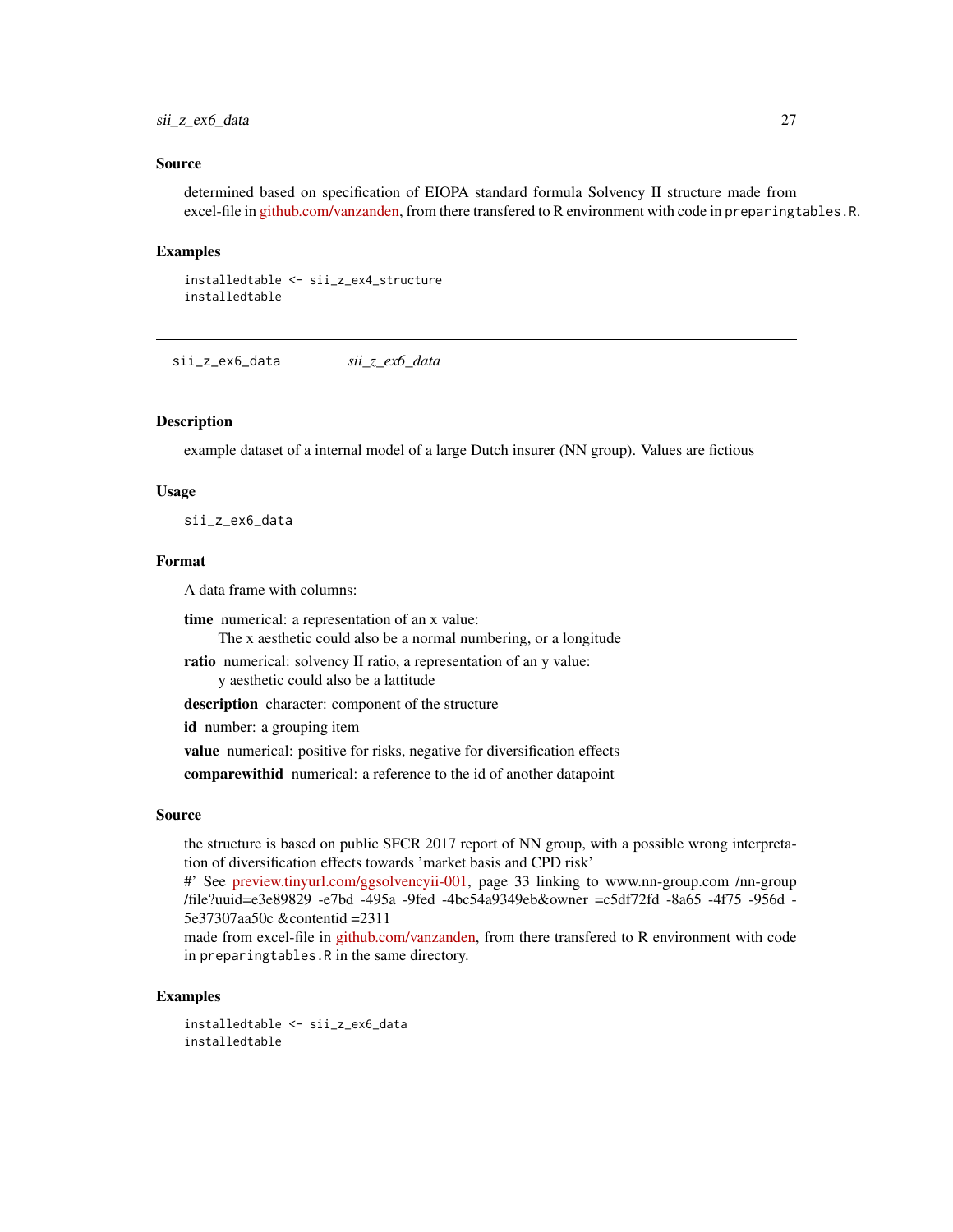### Source

determined based on specification of EIOPA standard formula Solvency II structure made from excel-file in github.com/vanzanden, from there transfered to R environment with code in `preparingtables.R`.

### Examples

```
installedtable <- sii_z_ex4_structure
installedtable
```

---

## sii_z_ex6_data *sii_z_ex6_data*

---

### Description

example dataset of a internal model of a large Dutch insurer (NN group). Values are fictious

### Usage

```
sii_z_ex6_data
```

### Format

A data frame with columns:

**time** numerical: a representation of an x value:
The x aesthetic could also be a normal numbering, or a longitude

**ratio** numerical: solvency II ratio, a representation of an y value:
y aesthetic could also be a lattitude

**description** character: component of the structure

**id** number: a grouping item

**value** numerical: positive for risks, negative for diversification effects

**comparewithid** numerical: a reference to the id of another datapoint

### Source

the structure is based on public SFCR 2017 report of NN group, with a possible wrong interpretation of diversification effects towards 'market basis and CPD risk'
#' See preview.tinyurl.com/ggsolvencyii-001, page 33 linking to www.nn-group.com /nn-group /file?uuid=e3e89829 -e7bd -495a -9fed -4bc54a9349eb&owner =c5df72fd -8a65 -4f75 -956d -5e37307aa50c &contentid =2311
made from excel-file in github.com/vanzanden, from there transfered to R environment with code in `preparingtables.R` in the same directory.

### Examples

```
installedtable <- sii_z_ex6_data
installedtable
```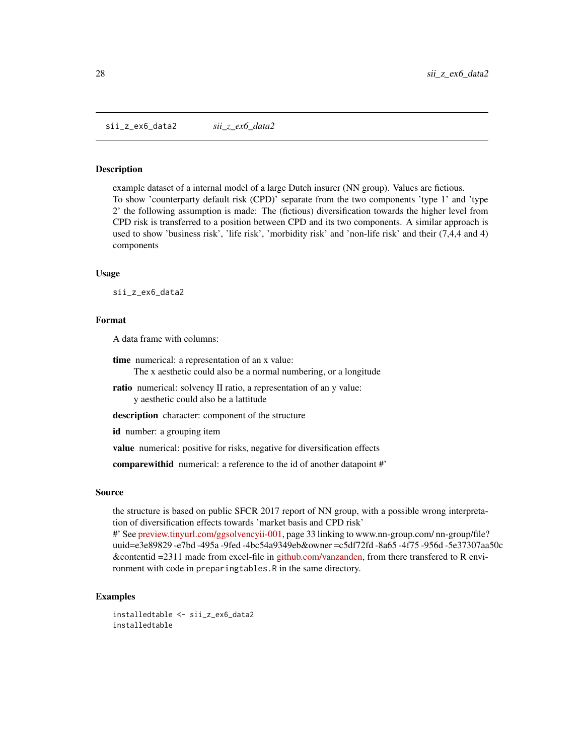## sii_z_ex6_data2 *sii_z_ex6_data2*

### Description

example dataset of a internal model of a large Dutch insurer (NN group). Values are fictious.
To show 'counterparty default risk (CPD)' separate from the two components 'type 1' and 'type 2' the following assumption is made: The (fictious) diversification towards the higher level from CPD risk is transferred to a position between CPD and its two components. A similar approach is used to show 'business risk', 'life risk', 'morbidity risk' and 'non-life risk' and their (7,4,4 and 4) components

### Usage

```
sii_z_ex6_data2
```

### Format

A data frame with columns:

**time** numerical: a representation of an x value:
The x aesthetic could also be a normal numbering, or a longitude

**ratio** numerical: solvency II ratio, a representation of an y value:
y aesthetic could also be a lattitude

**description** character: component of the structure

**id** number: a grouping item

**value** numerical: positive for risks, negative for diversification effects

**comparewithid** numerical: a reference to the id of another datapoint #'

### Source

the structure is based on public SFCR 2017 report of NN group, with a possible wrong interpretation of diversification effects towards 'market basis and CPD risk'
#' See preview.tinyurl.com/ggsolvencyii-001, page 33 linking to www.nn-group.com/ nn-group/file?uuid=e3e89829 -e7bd -495a -9fed -4bc54a9349eb&owner =c5df72fd -8a65 -4f75 -956d -5e37307aa50c &contentid =2311 made from excel-file in github.com/vanzanden, from there transfered to R environment with code in `preparingtables.R` in the same directory.

### Examples

```
installedtable <- sii_z_ex6_data2
installedtable
```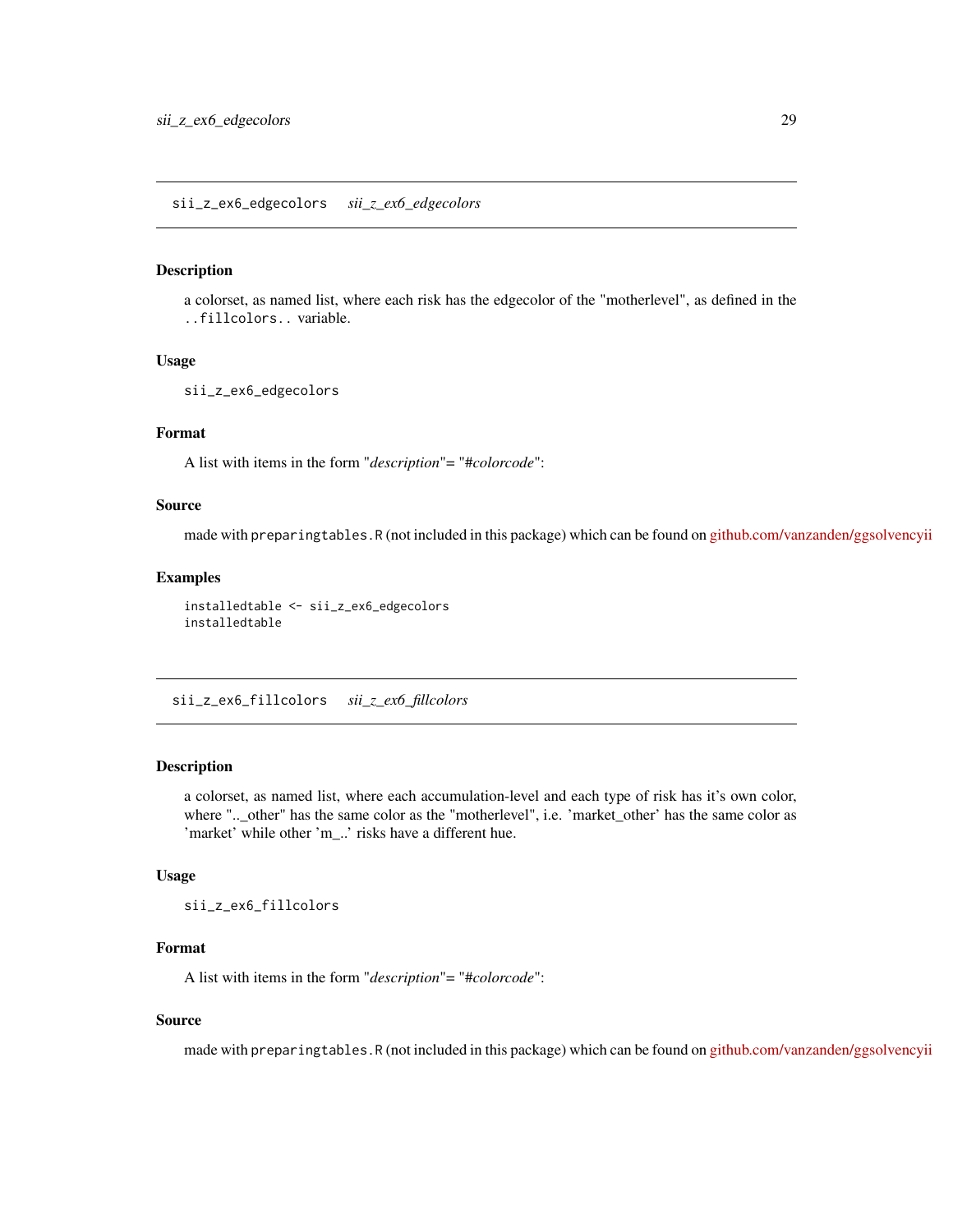## sii_z_ex6_edgecolors    *sii_z_ex6_edgecolors*

### Description

a colorset, as named list, where each risk has the edgecolor of the "motherlevel", as defined in the `..fillcolors..` variable.

### Usage

```
sii_z_ex6_edgecolors
```

### Format

A list with items in the form "*description*"= "*#colorcode*":

### Source

made with `preparingtables.R` (not included in this package) which can be found on github.com/vanzanden/ggsolvencyii

### Examples

```
installedtable <- sii_z_ex6_edgecolors
installedtable
```

## sii_z_ex6_fillcolors    *sii_z_ex6_fillcolors*

### Description

a colorset, as named list, where each accumulation-level and each type of risk has it's own color, where "..\_other" has the same color as the "motherlevel", i.e. 'market_other' has the same color as 'market' while other 'm_..' risks have a different hue.

### Usage

```
sii_z_ex6_fillcolors
```

### Format

A list with items in the form "*description*"= "*#colorcode*":

### Source

made with `preparingtables.R` (not included in this package) which can be found on github.com/vanzanden/ggsolvencyii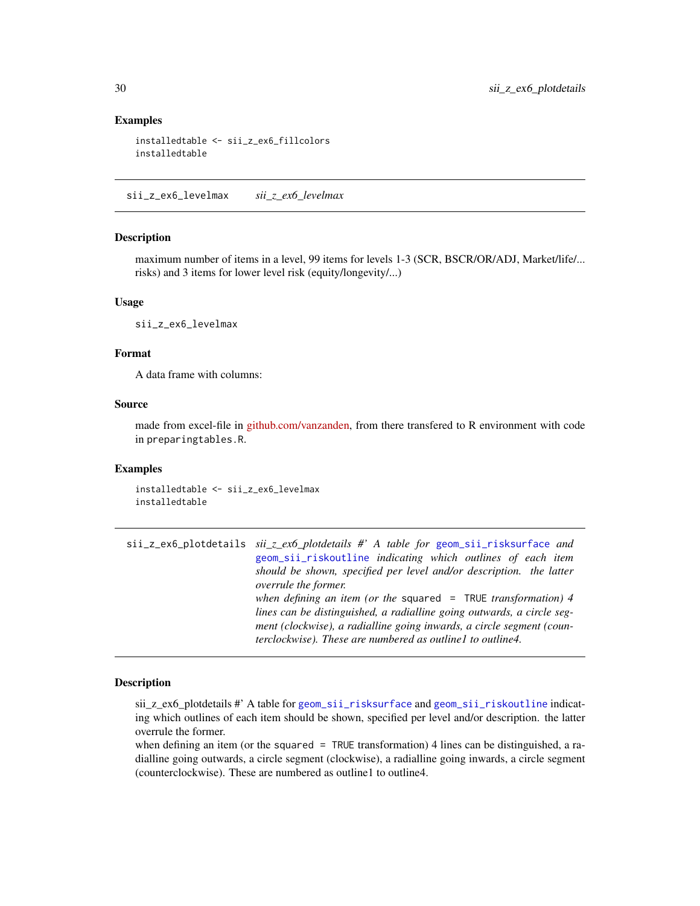### Examples

```
installedtable <- sii_z_ex6_fillcolors
installedtable
```

---

## sii_z_ex6_levelmax    *sii_z_ex6_levelmax*

### Description

maximum number of items in a level, 99 items for levels 1-3 (SCR, BSCR/OR/ADJ, Market/life/... risks) and 3 items for lower level risk (equity/longevity/...)

### Usage

```
sii_z_ex6_levelmax
```

### Format

A data frame with columns:

### Source

made from excel-file in github.com/vanzanden, from there transfered to R environment with code in `preparingtables.R`.

### Examples

```
installedtable <- sii_z_ex6_levelmax
installedtable
```

---

## sii_z_ex6_plotdetails    *sii_z_ex6_plotdetails #' A table for `geom_sii_risksurface` and `geom_sii_riskoutline` indicating which outlines of each item should be shown, specified per level and/or description. the latter overrule the former. when defining an item (or the `squared = TRUE` transformation) 4 lines can be distinguished, a radialline going outwards, a circle segment (clockwise), a radialline going inwards, a circle segment (counterclockwise). These are numbered as outline1 to outline4.*

### Description

sii_z_ex6_plotdetails #' A table for `geom_sii_risksurface` and `geom_sii_riskoutline` indicating which outlines of each item should be shown, specified per level and/or description. the latter overrule the former.
when defining an item (or the `squared = TRUE` transformation) 4 lines can be distinguished, a radialline going outwards, a circle segment (clockwise), a radialline going inwards, a circle segment (counterclockwise). These are numbered as outline1 to outline4.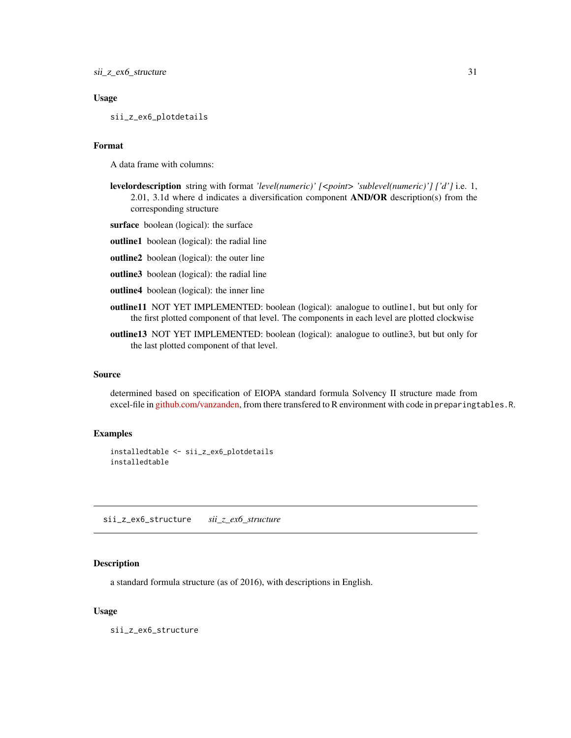### Usage

```
sii_z_ex6_plotdetails
```

### Format

A data frame with columns:

**levelordescription** string with format *'level(numeric)' [<point> 'sublevel(numeric)'] ['d']* i.e. 1, 2.01, 3.1d where d indicates a diversification component **AND/OR** description(s) from the corresponding structure

**surface** boolean (logical): the surface

**outline1** boolean (logical): the radial line

**outline2** boolean (logical): the outer line

**outline3** boolean (logical): the radial line

**outline4** boolean (logical): the inner line

**outline11** NOT YET IMPLEMENTED: boolean (logical): analogue to outline1, but but only for the first plotted component of that level. The components in each level are plotted clockwise

**outline13** NOT YET IMPLEMENTED: boolean (logical): analogue to outline3, but but only for the last plotted component of that level.

### Source

determined based on specification of EIOPA standard formula Solvency II structure made from excel-file in github.com/vanzanden, from there transfered to R environment with code in `preparingtables.R`.

### Examples

```
installedtable <- sii_z_ex6_plotdetails
installedtable
```

---

## sii_z_ex6_structure *sii_z_ex6_structure*

---

### Description

a standard formula structure (as of 2016), with descriptions in English.

### Usage

```
sii_z_ex6_structure
```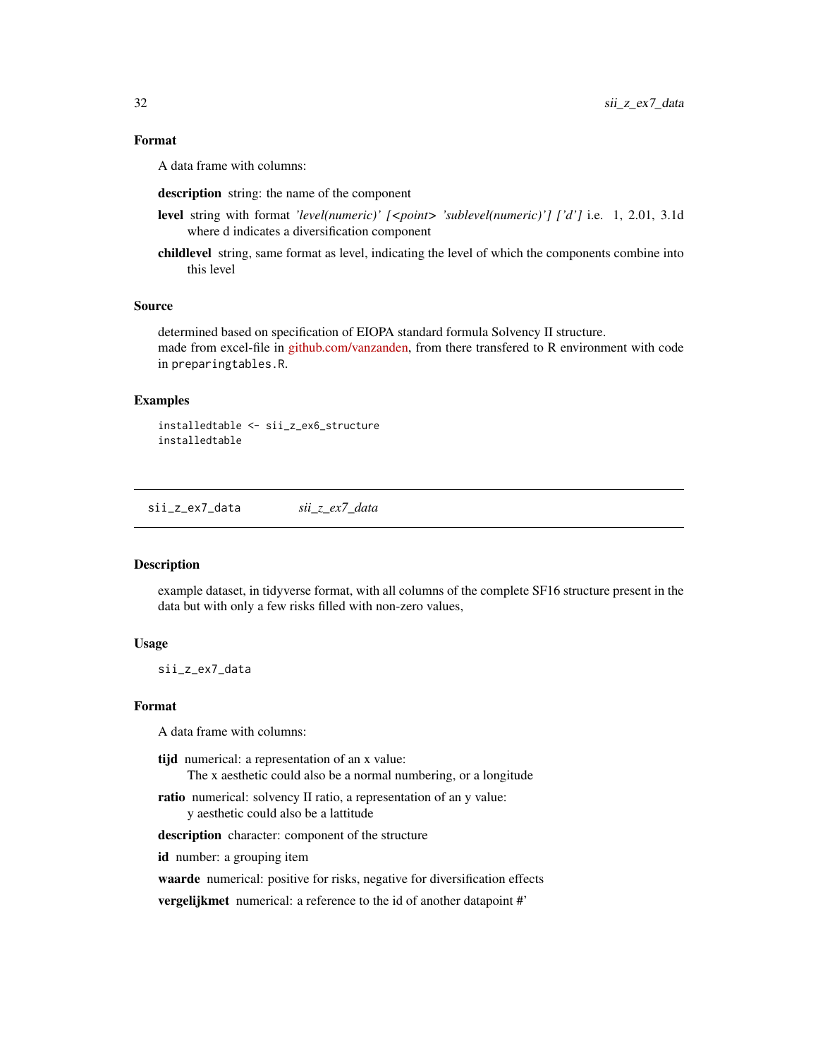### Format

A data frame with columns:

**description** string: the name of the component

**level** string with format *'level(numeric)' [<point> 'sublevel(numeric)'] ['d']* i.e. 1, 2.01, 3.1d where d indicates a diversification component

**childlevel** string, same format as level, indicating the level of which the components combine into this level

### Source

determined based on specification of EIOPA standard formula Solvency II structure.
made from excel-file in github.com/vanzanden, from there transfered to R environment with code in `preparingtables.R`.

### Examples

```
installedtable <- sii_z_ex6_structure
installedtable
```

---

## sii_z_ex7_data *sii_z_ex7_data*

### Description

example dataset, in tidyverse format, with all columns of the complete SF16 structure present in the data but with only a few risks filled with non-zero values,

### Usage

```
sii_z_ex7_data
```

### Format

A data frame with columns:

**tijd** numerical: a representation of an x value:
The x aesthetic could also be a normal numbering, or a longitude

**ratio** numerical: solvency II ratio, a representation of an y value:
y aesthetic could also be a lattitude

**description** character: component of the structure

**id** number: a grouping item

**waarde** numerical: positive for risks, negative for diversification effects

**vergelijkmet** numerical: a reference to the id of another datapoint #'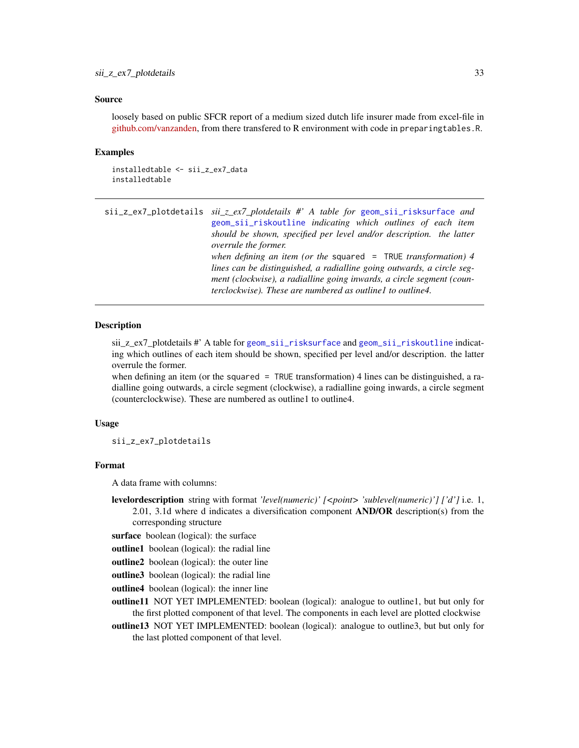### Source

loosely based on public SFCR report of a medium sized dutch life insurer made from excel-file in github.com/vanzanden, from there transfered to R environment with code in `preparingtables.R`.

### Examples

```
installedtable <- sii_z_ex7_data
installedtable
```

---

`sii_z_ex7_plotdetails` *sii_z_ex7_plotdetails #' A table for* `geom_sii_risksurface` *and* `geom_sii_riskoutline` *indicating which outlines of each item should be shown, specified per level and/or description. the latter overrule the former.*
*when defining an item (or the* `squared = TRUE` *transformation) 4 lines can be distinguished, a radialline going outwards, a circle segment (clockwise), a radialline going inwards, a circle segment (counterclockwise). These are numbered as outline1 to outline4.*

---

### Description

sii_z_ex7_plotdetails #' A table for `geom_sii_risksurface` and `geom_sii_riskoutline` indicating which outlines of each item should be shown, specified per level and/or description. the latter overrule the former.
when defining an item (or the `squared = TRUE` transformation) 4 lines can be distinguished, a radialline going outwards, a circle segment (clockwise), a radialline going inwards, a circle segment (counterclockwise). These are numbered as outline1 to outline4.

### Usage

```
sii_z_ex7_plotdetails
```

### Format

A data frame with columns:

- **levelordescription** string with format *'level(numeric)' [<point> 'sublevel(numeric)'] ['d']* i.e. 1, 2.01, 3.1d where d indicates a diversification component **AND/OR** description(s) from the corresponding structure
- **surface** boolean (logical): the surface
- **outline1** boolean (logical): the radial line
- **outline2** boolean (logical): the outer line
- **outline3** boolean (logical): the radial line
- **outline4** boolean (logical): the inner line
- **outline11** NOT YET IMPLEMENTED: boolean (logical): analogue to outline1, but but only for the first plotted component of that level. The components in each level are plotted clockwise
- **outline13** NOT YET IMPLEMENTED: boolean (logical): analogue to outline3, but but only for the last plotted component of that level.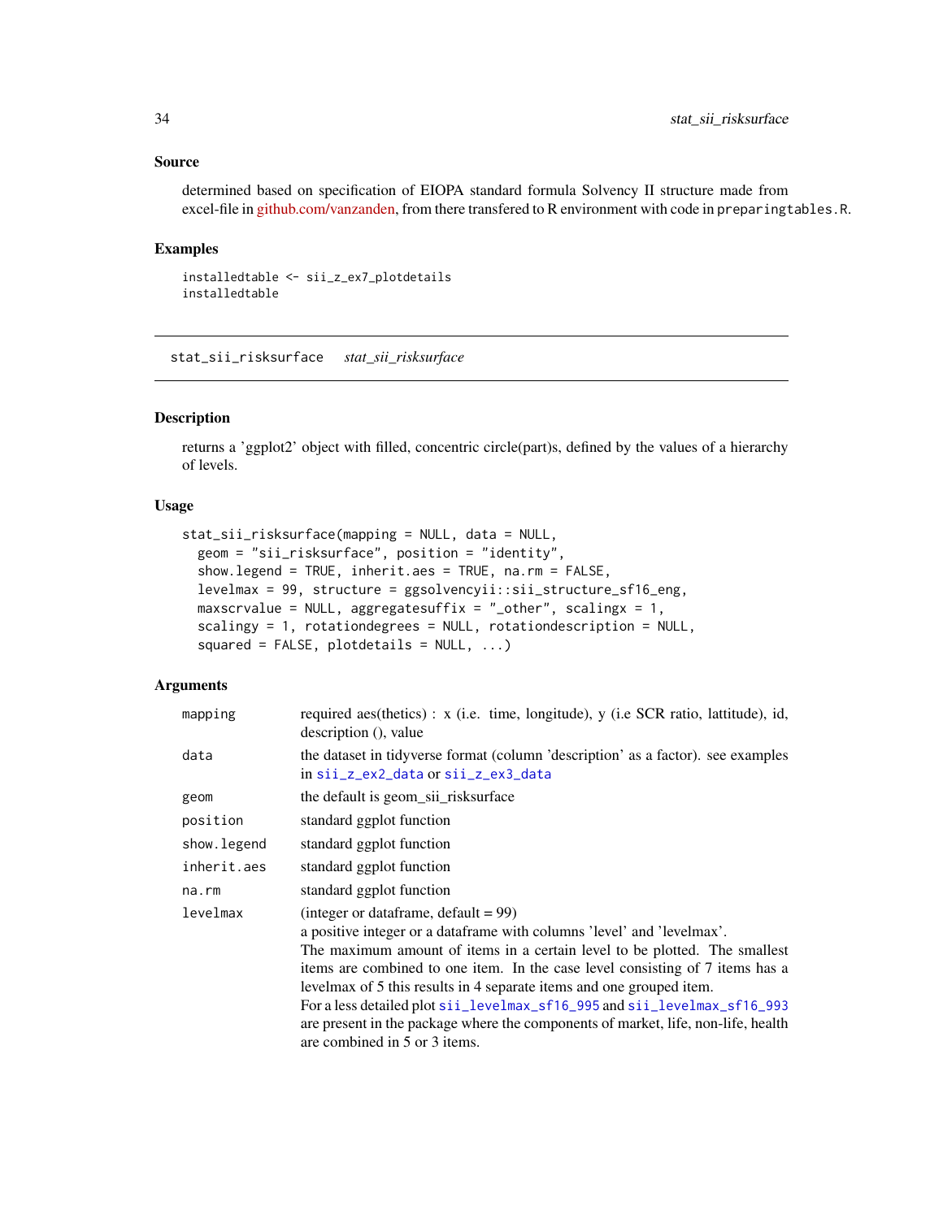### Source

determined based on specification of EIOPA standard formula Solvency II structure made from excel-file in github.com/vanzanden, from there transfered to R environment with code in `preparingtables.R`.

### Examples

```
installedtable <- sii_z_ex7_plotdetails
installedtable
```

---

## stat_sii_risksurface    *stat_sii_risksurface*

---

### Description

returns a 'ggplot2' object with filled, concentric circle(part)s, defined by the values of a hierarchy of levels.

### Usage

```
stat_sii_risksurface(mapping = NULL, data = NULL,
  geom = "sii_risksurface", position = "identity",
  show.legend = TRUE, inherit.aes = TRUE, na.rm = FALSE,
  levelmax = 99, structure = ggsolvencyii::sii_structure_sf16_eng,
  maxscrvalue = NULL, aggregatesuffix = "_other", scalingx = 1,
  scalingy = 1, rotationdegrees = NULL, rotationdescription = NULL,
  squared = FALSE, plotdetails = NULL, ...)
```

### Arguments

| | |
|---|---|
| `mapping` | required aes(thetics) : x (i.e. time, longitude), y (i.e SCR ratio, lattitude), id, description (), value |
| `data` | the dataset in tidyverse format (column 'description' as a factor). see examples in `sii_z_ex2_data` or `sii_z_ex3_data` |
| `geom` | the default is geom_sii_risksurface |
| `position` | standard ggplot function |
| `show.legend` | standard ggplot function |
| `inherit.aes` | standard ggplot function |
| `na.rm` | standard ggplot function |
| `levelmax` | (integer or dataframe, default = 99)<br>a positive integer or a dataframe with columns 'level' and 'levelmax'.<br>The maximum amount of items in a certain level to be plotted. The smallest items are combined to one item. In the case level consisting of 7 items has a levelmax of 5 this results in 4 separate items and one grouped item.<br>For a less detailed plot `sii_levelmax_sf16_995` and `sii_levelmax_sf16_993` are present in the package where the components of market, life, non-life, health are combined in 5 or 3 items. |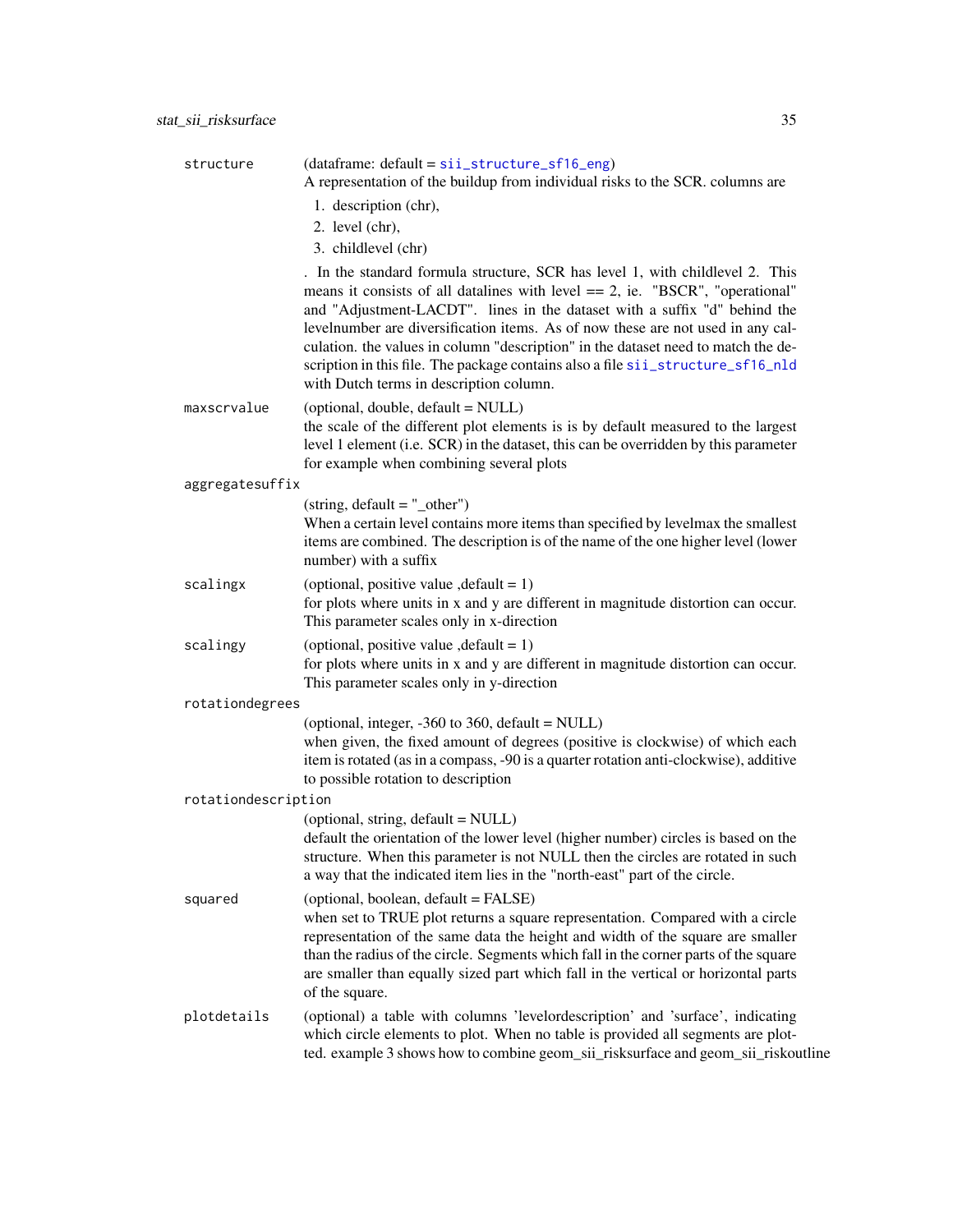**structure** (dataframe: default = `sii_structure_sf16_eng`)
A representation of the buildup from individual risks to the SCR. columns are

1. description (chr),
2. level (chr),
3. childlevel (chr)

. In the standard formula structure, SCR has level 1, with childlevel 2. This means it consists of all datalines with level == 2, ie. "BSCR", "operational" and "Adjustment-LACDT". lines in the dataset with a suffix "d" behind the levelnumber are diversification items. As of now these are not used in any calculation. the values in column "description" in the dataset need to match the description in this file. The package contains also a file `sii_structure_sf16_nld` with Dutch terms in description column.

**maxscrvalue** (optional, double, default = NULL)
the scale of the different plot elements is is by default measured to the largest level 1 element (i.e. SCR) in the dataset, this can be overridden by this parameter for example when combining several plots

**aggregatesuffix**
(string, default = "_other")
When a certain level contains more items than specified by levelmax the smallest items are combined. The description is of the name of the one higher level (lower number) with a suffix

**scalingx** (optional, positive value ,default = 1)
for plots where units in x and y are different in magnitude distortion can occur. This parameter scales only in x-direction

**scalingy** (optional, positive value ,default = 1)
for plots where units in x and y are different in magnitude distortion can occur. This parameter scales only in y-direction

**rotationdegrees**
(optional, integer, -360 to 360, default = NULL)
when given, the fixed amount of degrees (positive is clockwise) of which each item is rotated (as in a compass, -90 is a quarter rotation anti-clockwise), additive to possible rotation to description

**rotationdescription**
(optional, string, default = NULL)
default the orientation of the lower level (higher number) circles is based on the structure. When this parameter is not NULL then the circles are rotated in such a way that the indicated item lies in the "north-east" part of the circle.

**squared** (optional, boolean, default = FALSE)
when set to TRUE plot returns a square representation. Compared with a circle representation of the same data the height and width of the square are smaller than the radius of the circle. Segments which fall in the corner parts of the square are smaller than equally sized part which fall in the vertical or horizontal parts of the square.

**plotdetails** (optional) a table with columns 'levelordescription' and 'surface', indicating which circle elements to plot. When no table is provided all segments are plotted. example 3 shows how to combine geom_sii_risksurface and geom_sii_riskoutline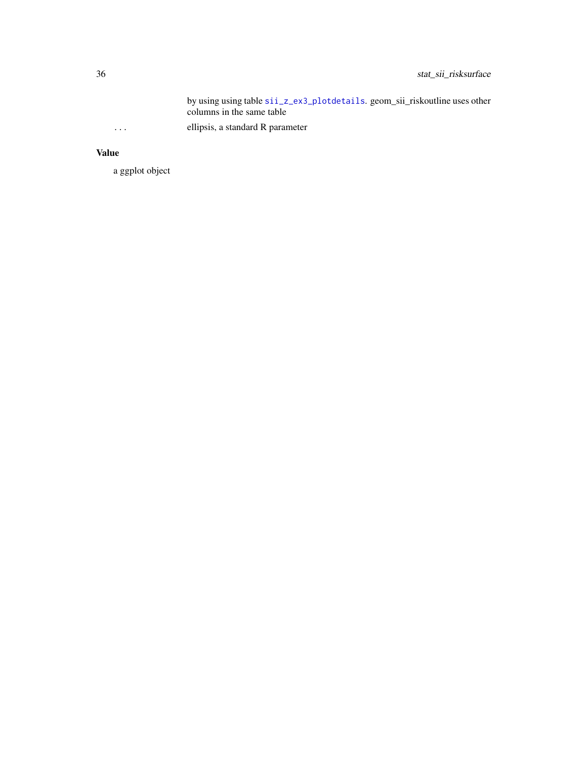| | |
|---|---|
| | by using using table `sii_z_ex3_plotdetails`. geom_sii_riskoutline uses other columns in the same table |
| ... | ellipsis, a standard R parameter |

## Value

a ggplot object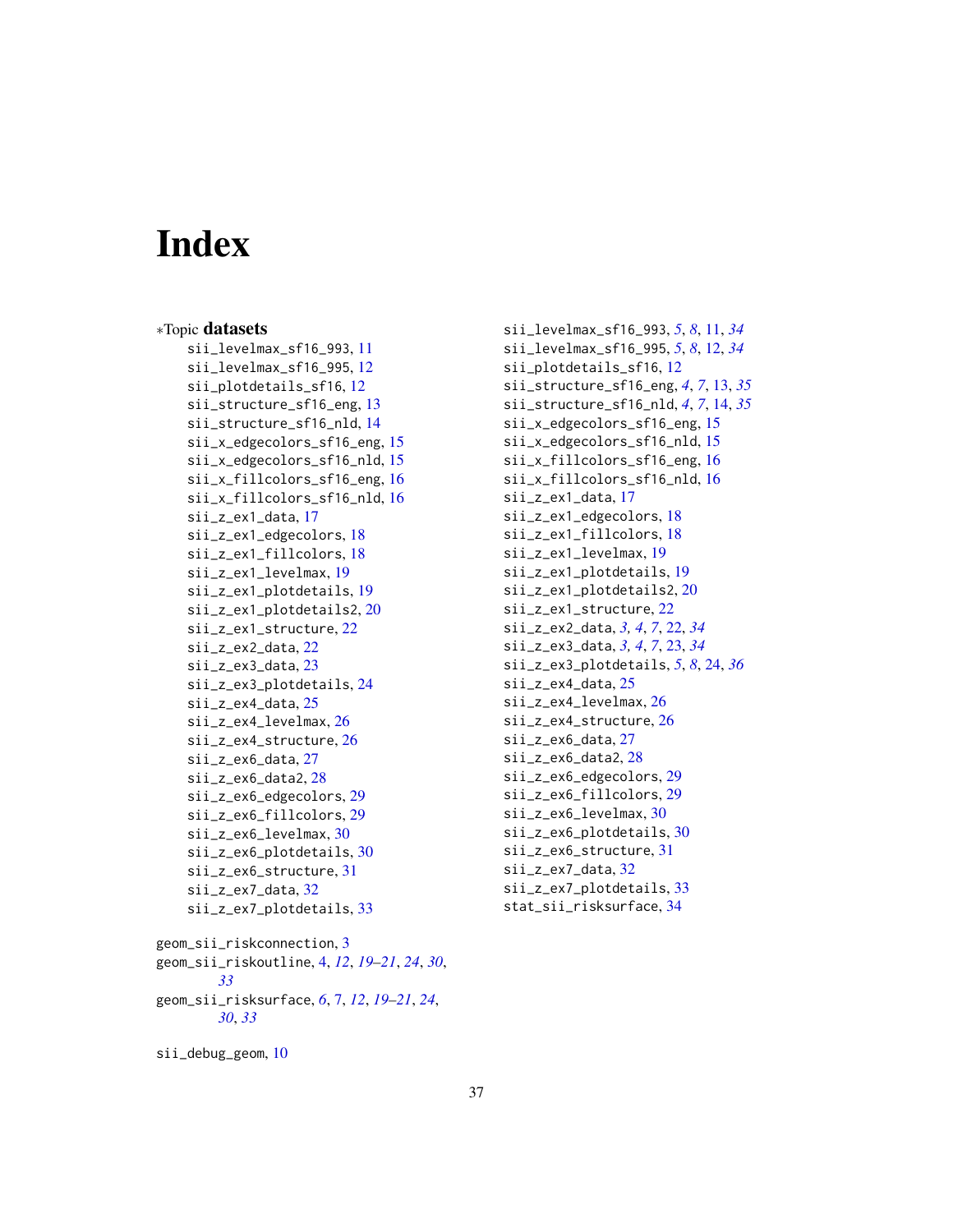# Index

∗Topic **datasets**

sii_levelmax_sf16_993, 11
sii_levelmax_sf16_995, 12
sii_plotdetails_sf16, 12
sii_structure_sf16_eng, 13
sii_structure_sf16_nld, 14
sii_x_edgecolors_sf16_eng, 15
sii_x_edgecolors_sf16_nld, 15
sii_x_fillcolors_sf16_eng, 16
sii_x_fillcolors_sf16_nld, 16
sii_z_ex1_data, 17
sii_z_ex1_edgecolors, 18
sii_z_ex1_fillcolors, 18
sii_z_ex1_levelmax, 19
sii_z_ex1_plotdetails, 19
sii_z_ex1_plotdetails2, 20
sii_z_ex1_structure, 22
sii_z_ex2_data, 22
sii_z_ex3_data, 23
sii_z_ex3_plotdetails, 24
sii_z_ex4_data, 25
sii_z_ex4_levelmax, 26
sii_z_ex4_structure, 26
sii_z_ex6_data, 27
sii_z_ex6_data2, 28
sii_z_ex6_edgecolors, 29
sii_z_ex6_fillcolors, 29
sii_z_ex6_levelmax, 30
sii_z_ex6_plotdetails, 30
sii_z_ex6_structure, 31
sii_z_ex7_data, 32
sii_z_ex7_plotdetails, 33

geom_sii_riskconnection, 3
geom_sii_riskoutline, 4, *12*, *19–21*, *24*, *30*, *33*
geom_sii_risksurface, *6*, 7, *12*, *19–21*, *24*, *30*, *33*

sii_debug_geom, 10
sii_levelmax_sf16_993, *5*, *8*, 11, *34*
sii_levelmax_sf16_995, *5*, *8*, 12, *34*
sii_plotdetails_sf16, 12
sii_structure_sf16_eng, *4*, *7*, 13, *35*
sii_structure_sf16_nld, *4*, *7*, 14, *35*
sii_x_edgecolors_sf16_eng, 15
sii_x_edgecolors_sf16_nld, 15
sii_x_fillcolors_sf16_eng, 16
sii_x_fillcolors_sf16_nld, 16
sii_z_ex1_data, 17
sii_z_ex1_edgecolors, 18
sii_z_ex1_fillcolors, 18
sii_z_ex1_levelmax, 19
sii_z_ex1_plotdetails, 19
sii_z_ex1_plotdetails2, 20
sii_z_ex1_structure, 22
sii_z_ex2_data, *3*, *4*, *7*, 22, *34*
sii_z_ex3_data, *3*, *4*, *7*, 23, *34*
sii_z_ex3_plotdetails, *5*, *8*, 24, *36*
sii_z_ex4_data, 25
sii_z_ex4_levelmax, 26
sii_z_ex4_structure, 26
sii_z_ex6_data, 27
sii_z_ex6_data2, 28
sii_z_ex6_edgecolors, 29
sii_z_ex6_fillcolors, 29
sii_z_ex6_levelmax, 30
sii_z_ex6_plotdetails, 30
sii_z_ex6_structure, 31
sii_z_ex7_data, 32
sii_z_ex7_plotdetails, 33
stat_sii_risksurface, 34